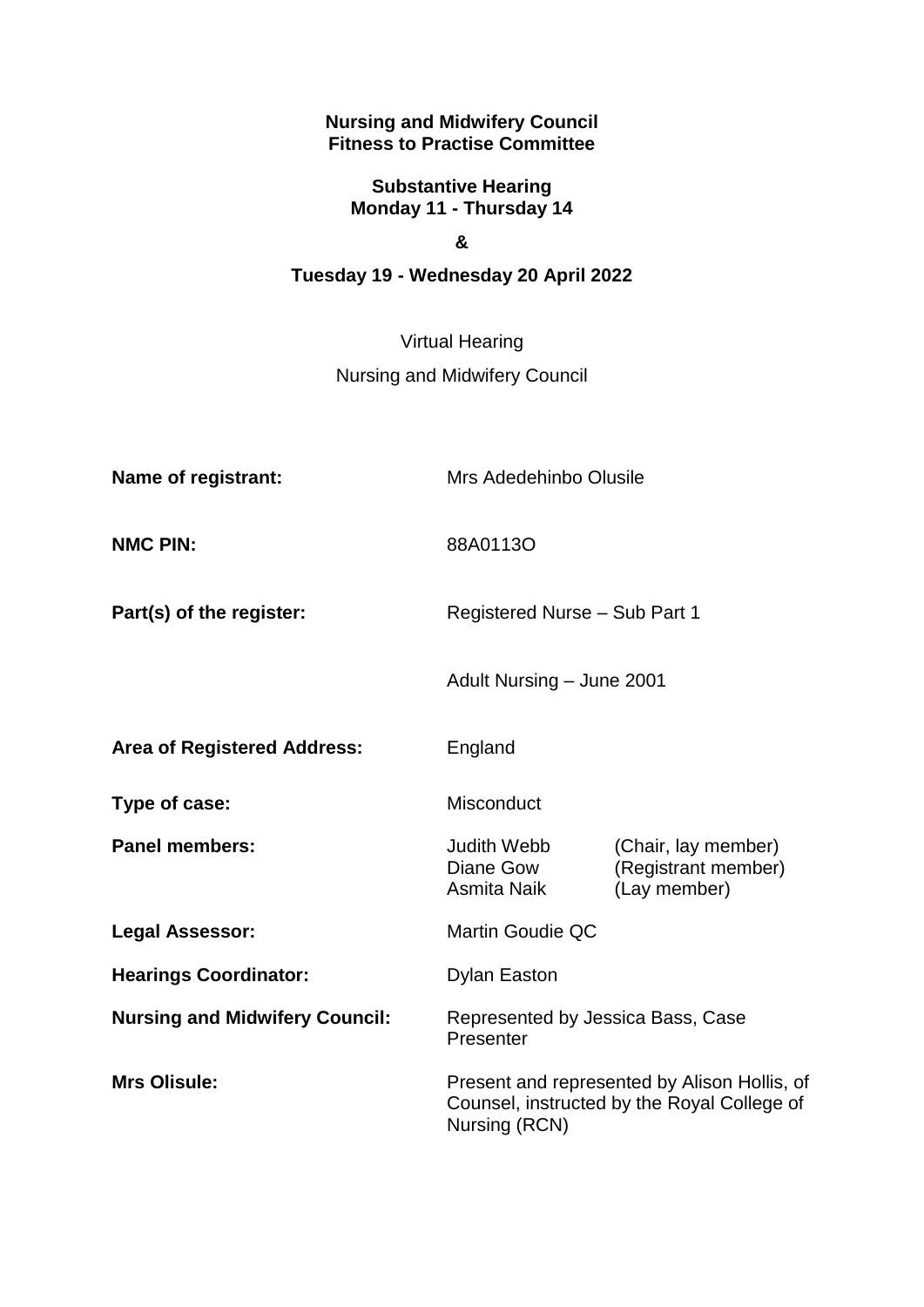**Nursing and Midwifery Council**
**Fitness to Practise Committee**

**Substantive Hearing**
**Monday 11 - Thursday 14**

**&**

**Tuesday 19 - Wednesday 20 April 2022**

Virtual Hearing

Nursing and Midwifery Council

| | |
|---|---|
| **Name of registrant:** | Mrs Adedehinbo Olusile |
| **NMC PIN:** | 88A0113O |
| **Part(s) of the register:** | Registered Nurse – Sub Part 1<br><br>Adult Nursing – June 2001 |
| **Area of Registered Address:** | England |
| **Type of case:** | Misconduct |
| **Panel members:** | Judith Webb (Chair, lay member)<br>Diane Gow (Registrant member)<br>Asmita Naik (Lay member) |
| **Legal Assessor:** | Martin Goudie QC |
| **Hearings Coordinator:** | Dylan Easton |
| **Nursing and Midwifery Council:** | Represented by Jessica Bass, Case Presenter |
| **Mrs Olisule:** | Present and represented by Alison Hollis, of Counsel, instructed by the Royal College of Nursing (RCN) |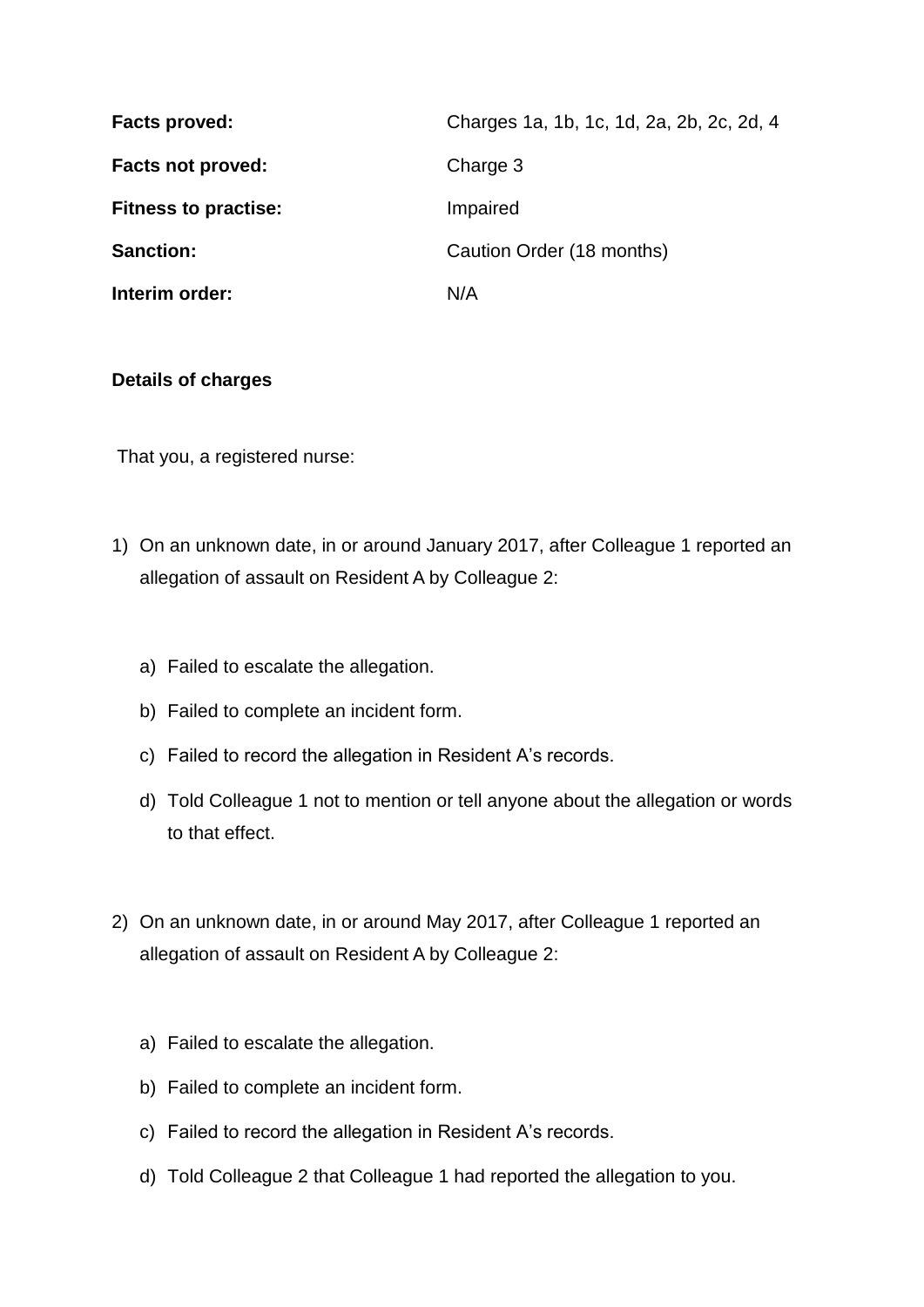| | |
|---|---|
| **Facts proved:** | Charges 1a, 1b, 1c, 1d, 2a, 2b, 2c, 2d, 4 |
| **Facts not proved:** | Charge 3 |
| **Fitness to practise:** | Impaired |
| **Sanction:** | Caution Order (18 months) |
| **Interim order:** | N/A |

**Details of charges**

That you, a registered nurse:

1) On an unknown date, in or around January 2017, after Colleague 1 reported an allegation of assault on Resident A by Colleague 2:

   a) Failed to escalate the allegation.

   b) Failed to complete an incident form.

   c) Failed to record the allegation in Resident A's records.

   d) Told Colleague 1 not to mention or tell anyone about the allegation or words to that effect.

2) On an unknown date, in or around May 2017, after Colleague 1 reported an allegation of assault on Resident A by Colleague 2:

   a) Failed to escalate the allegation.

   b) Failed to complete an incident form.

   c) Failed to record the allegation in Resident A's records.

   d) Told Colleague 2 that Colleague 1 had reported the allegation to you.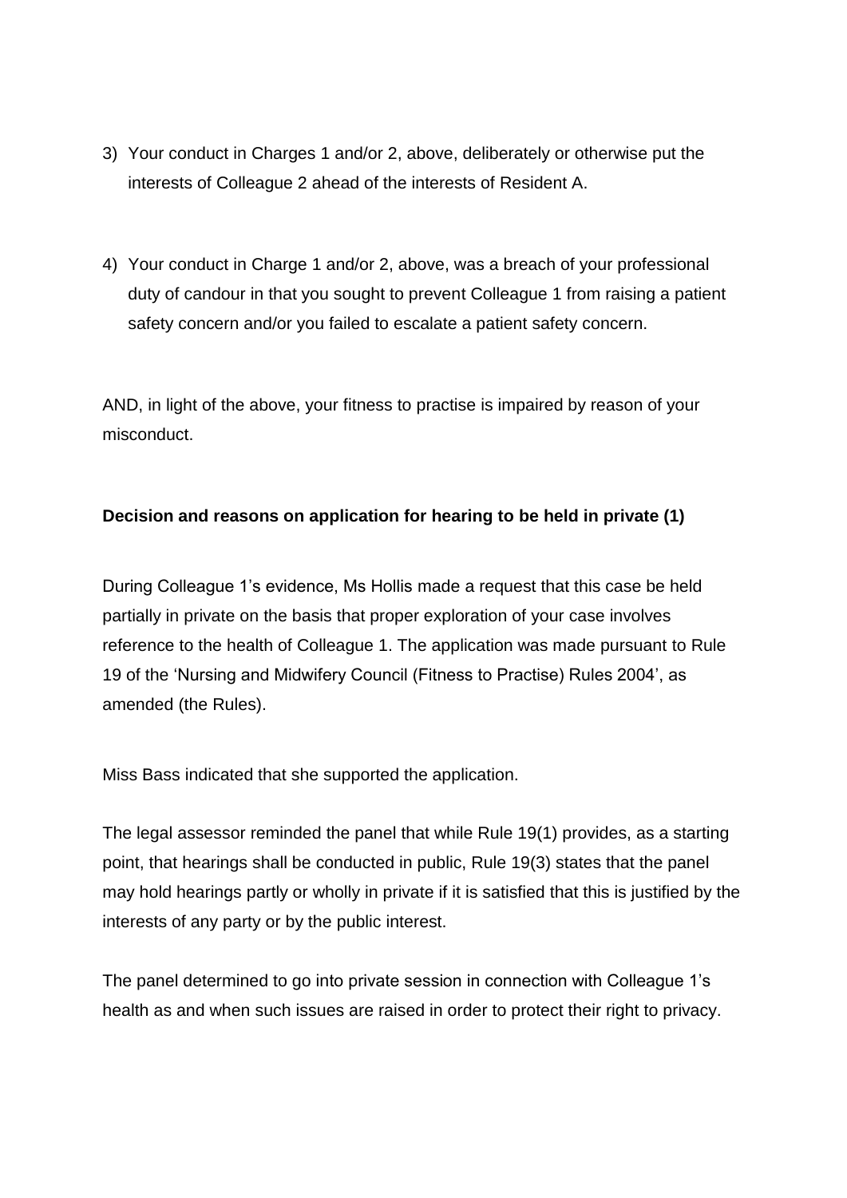3) Your conduct in Charges 1 and/or 2, above, deliberately or otherwise put the interests of Colleague 2 ahead of the interests of Resident A.

4) Your conduct in Charge 1 and/or 2, above, was a breach of your professional duty of candour in that you sought to prevent Colleague 1 from raising a patient safety concern and/or you failed to escalate a patient safety concern.

AND, in light of the above, your fitness to practise is impaired by reason of your misconduct.

**Decision and reasons on application for hearing to be held in private (1)**

During Colleague 1's evidence, Ms Hollis made a request that this case be held partially in private on the basis that proper exploration of your case involves reference to the health of Colleague 1. The application was made pursuant to Rule 19 of the 'Nursing and Midwifery Council (Fitness to Practise) Rules 2004', as amended (the Rules).

Miss Bass indicated that she supported the application.

The legal assessor reminded the panel that while Rule 19(1) provides, as a starting point, that hearings shall be conducted in public, Rule 19(3) states that the panel may hold hearings partly or wholly in private if it is satisfied that this is justified by the interests of any party or by the public interest.

The panel determined to go into private session in connection with Colleague 1's health as and when such issues are raised in order to protect their right to privacy.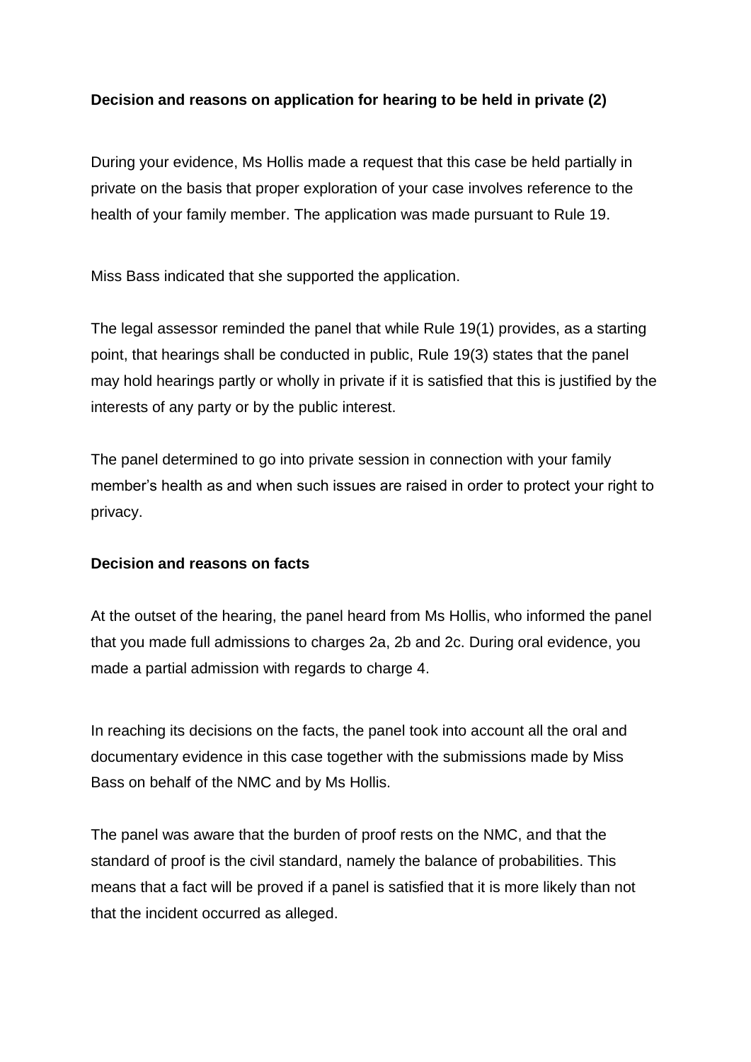**Decision and reasons on application for hearing to be held in private (2)**

During your evidence, Ms Hollis made a request that this case be held partially in private on the basis that proper exploration of your case involves reference to the health of your family member. The application was made pursuant to Rule 19.

Miss Bass indicated that she supported the application.

The legal assessor reminded the panel that while Rule 19(1) provides, as a starting point, that hearings shall be conducted in public, Rule 19(3) states that the panel may hold hearings partly or wholly in private if it is satisfied that this is justified by the interests of any party or by the public interest.

The panel determined to go into private session in connection with your family member's health as and when such issues are raised in order to protect your right to privacy.

**Decision and reasons on facts**

At the outset of the hearing, the panel heard from Ms Hollis, who informed the panel that you made full admissions to charges 2a, 2b and 2c. During oral evidence, you made a partial admission with regards to charge 4.

In reaching its decisions on the facts, the panel took into account all the oral and documentary evidence in this case together with the submissions made by Miss Bass on behalf of the NMC and by Ms Hollis.

The panel was aware that the burden of proof rests on the NMC, and that the standard of proof is the civil standard, namely the balance of probabilities. This means that a fact will be proved if a panel is satisfied that it is more likely than not that the incident occurred as alleged.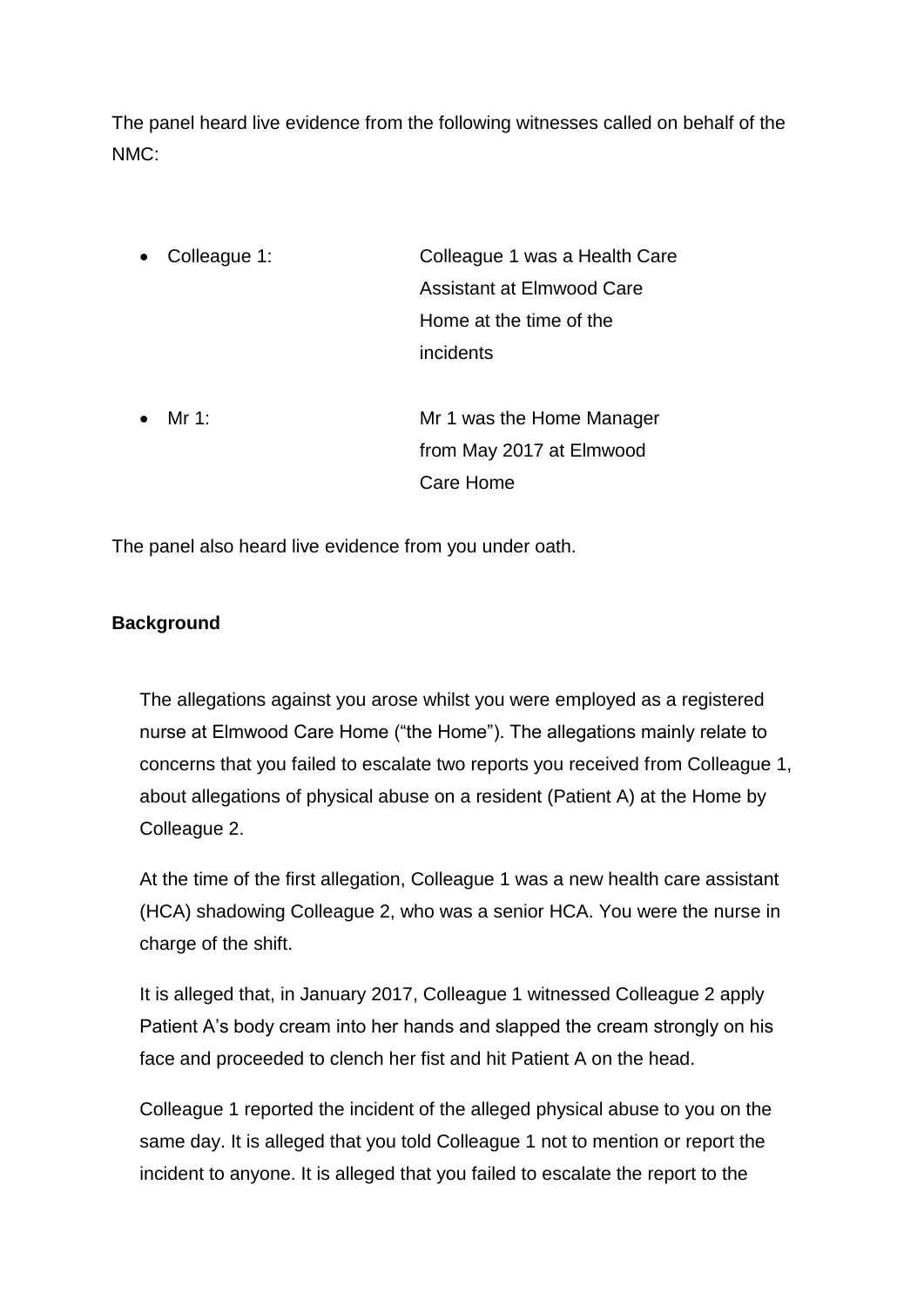The panel heard live evidence from the following witnesses called on behalf of the NMC:

- Colleague 1: Colleague 1 was a Health Care Assistant at Elmwood Care Home at the time of the incidents

- Mr 1: Mr 1 was the Home Manager from May 2017 at Elmwood Care Home

The panel also heard live evidence from you under oath.

**Background**

The allegations against you arose whilst you were employed as a registered nurse at Elmwood Care Home ("the Home"). The allegations mainly relate to concerns that you failed to escalate two reports you received from Colleague 1, about allegations of physical abuse on a resident (Patient A) at the Home by Colleague 2.

At the time of the first allegation, Colleague 1 was a new health care assistant (HCA) shadowing Colleague 2, who was a senior HCA. You were the nurse in charge of the shift.

It is alleged that, in January 2017, Colleague 1 witnessed Colleague 2 apply Patient A's body cream into her hands and slapped the cream strongly on his face and proceeded to clench her fist and hit Patient A on the head.

Colleague 1 reported the incident of the alleged physical abuse to you on the same day. It is alleged that you told Colleague 1 not to mention or report the incident to anyone. It is alleged that you failed to escalate the report to the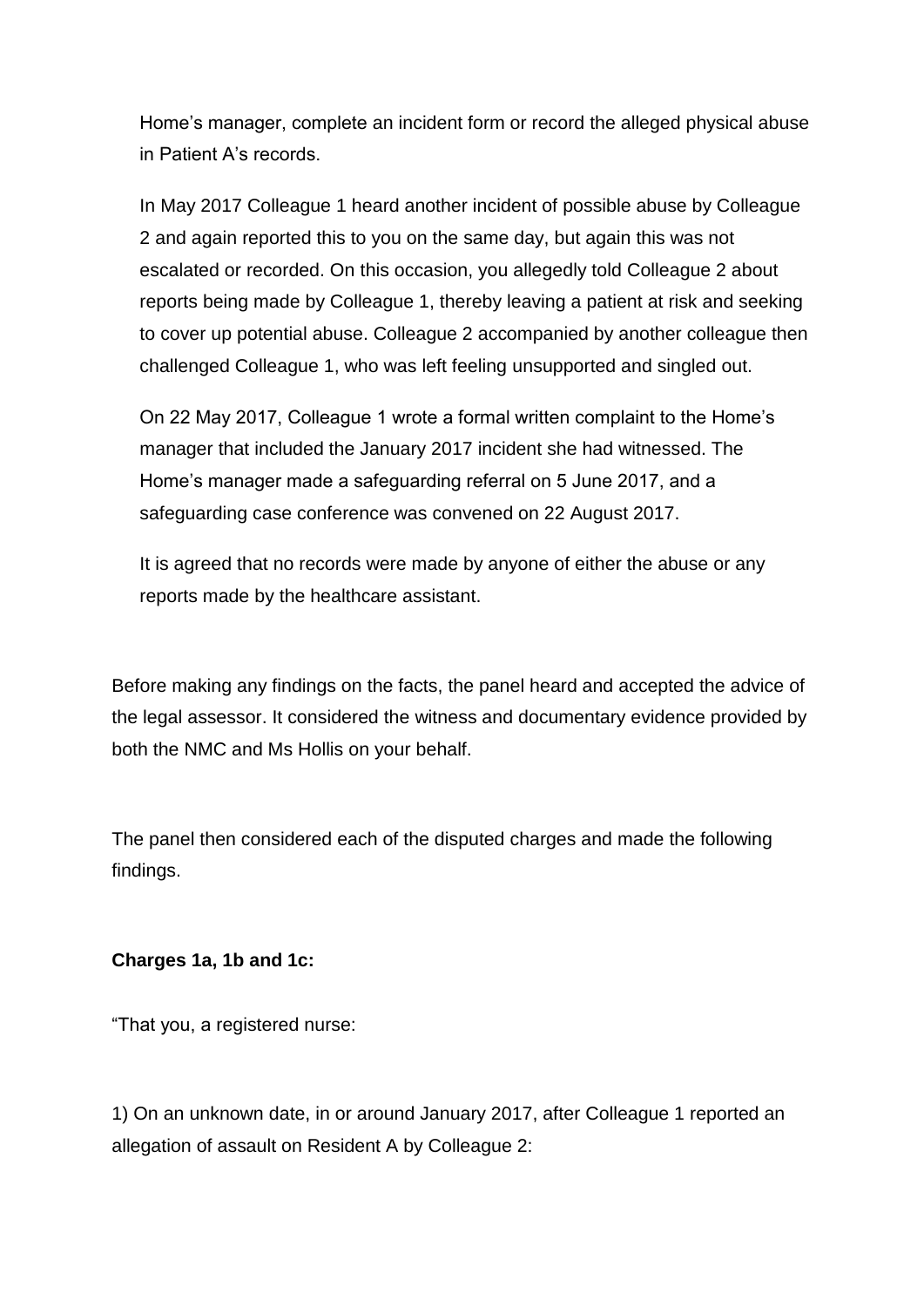Home's manager, complete an incident form or record the alleged physical abuse in Patient A's records.

In May 2017 Colleague 1 heard another incident of possible abuse by Colleague 2 and again reported this to you on the same day, but again this was not escalated or recorded. On this occasion, you allegedly told Colleague 2 about reports being made by Colleague 1, thereby leaving a patient at risk and seeking to cover up potential abuse. Colleague 2 accompanied by another colleague then challenged Colleague 1, who was left feeling unsupported and singled out.

On 22 May 2017, Colleague 1 wrote a formal written complaint to the Home's manager that included the January 2017 incident she had witnessed. The Home's manager made a safeguarding referral on 5 June 2017, and a safeguarding case conference was convened on 22 August 2017.

It is agreed that no records were made by anyone of either the abuse or any reports made by the healthcare assistant.

Before making any findings on the facts, the panel heard and accepted the advice of the legal assessor. It considered the witness and documentary evidence provided by both the NMC and Ms Hollis on your behalf.

The panel then considered each of the disputed charges and made the following findings.

**Charges 1a, 1b and 1c:**

"That you, a registered nurse:

1) On an unknown date, in or around January 2017, after Colleague 1 reported an allegation of assault on Resident A by Colleague 2: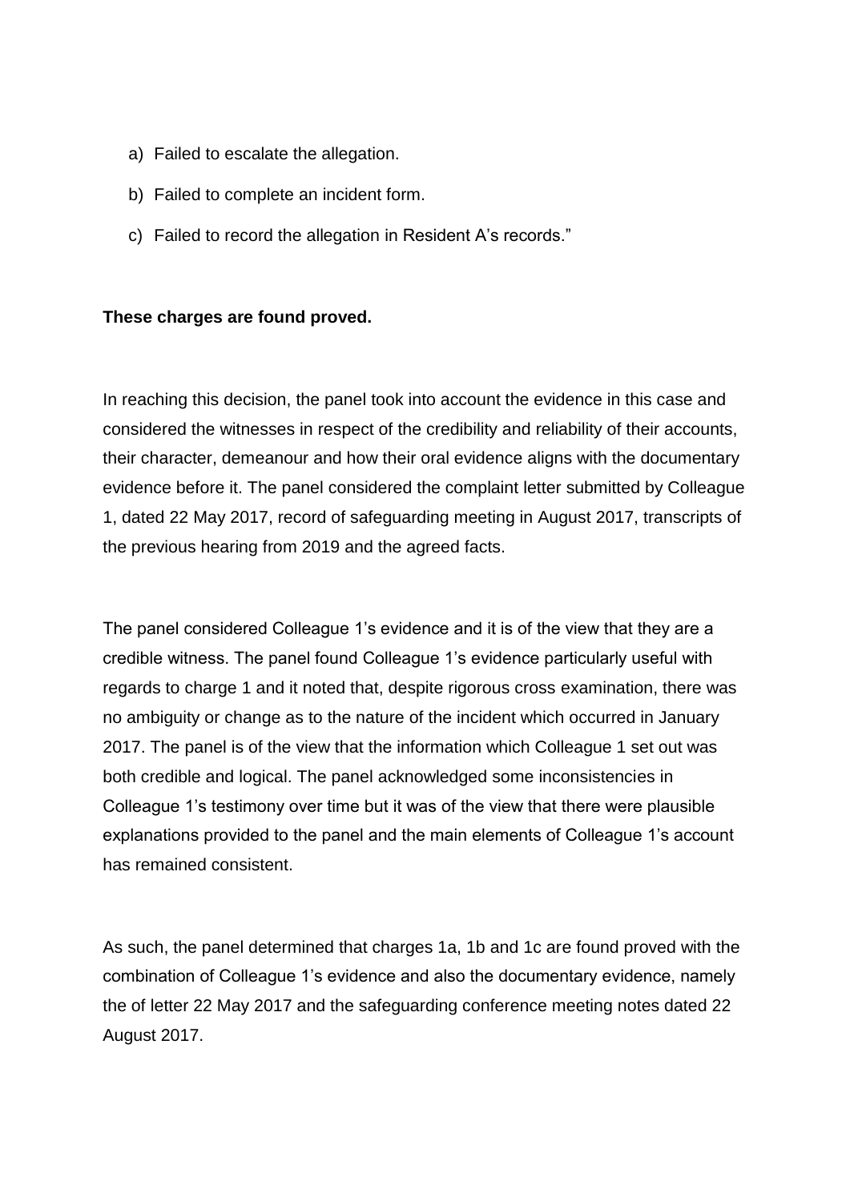a) Failed to escalate the allegation.

b) Failed to complete an incident form.

c) Failed to record the allegation in Resident A's records."

**These charges are found proved.**

In reaching this decision, the panel took into account the evidence in this case and considered the witnesses in respect of the credibility and reliability of their accounts, their character, demeanour and how their oral evidence aligns with the documentary evidence before it. The panel considered the complaint letter submitted by Colleague 1, dated 22 May 2017, record of safeguarding meeting in August 2017, transcripts of the previous hearing from 2019 and the agreed facts.

The panel considered Colleague 1's evidence and it is of the view that they are a credible witness. The panel found Colleague 1's evidence particularly useful with regards to charge 1 and it noted that, despite rigorous cross examination, there was no ambiguity or change as to the nature of the incident which occurred in January 2017. The panel is of the view that the information which Colleague 1 set out was both credible and logical. The panel acknowledged some inconsistencies in Colleague 1's testimony over time but it was of the view that there were plausible explanations provided to the panel and the main elements of Colleague 1's account has remained consistent.

As such, the panel determined that charges 1a, 1b and 1c are found proved with the combination of Colleague 1's evidence and also the documentary evidence, namely the of letter 22 May 2017 and the safeguarding conference meeting notes dated 22 August 2017.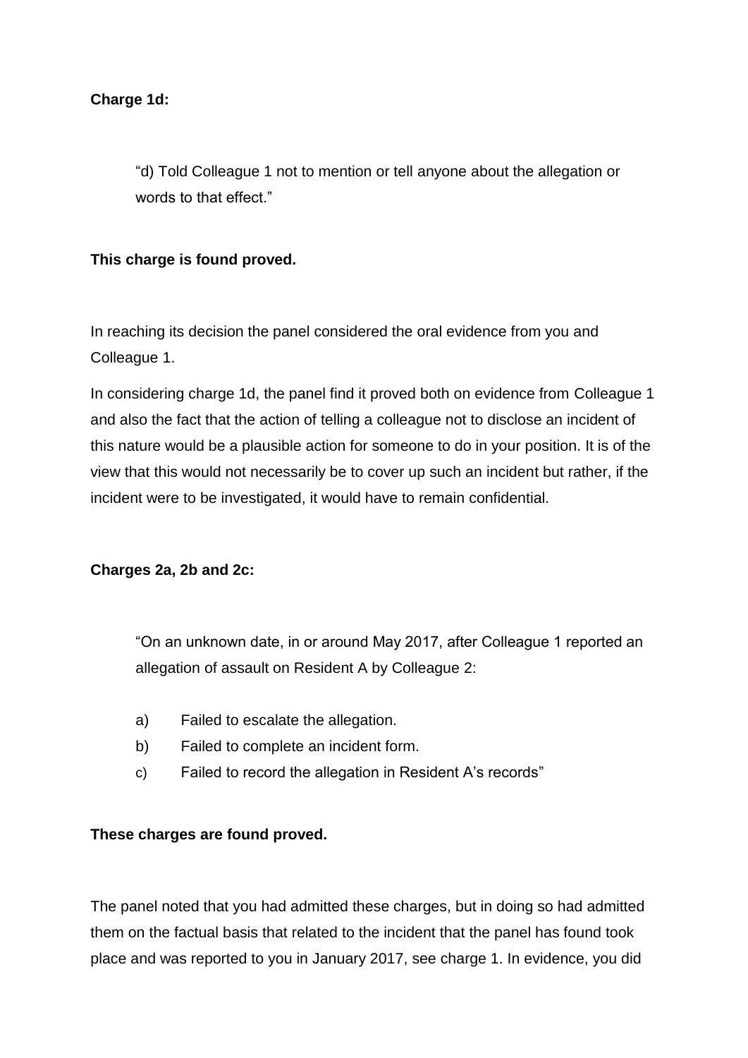**Charge 1d:**

> "d) Told Colleague 1 not to mention or tell anyone about the allegation or words to that effect."

**This charge is found proved.**

In reaching its decision the panel considered the oral evidence from you and Colleague 1.

In considering charge 1d, the panel find it proved both on evidence from Colleague 1 and also the fact that the action of telling a colleague not to disclose an incident of this nature would be a plausible action for someone to do in your position. It is of the view that this would not necessarily be to cover up such an incident but rather, if the incident were to be investigated, it would have to remain confidential.

**Charges 2a, 2b and 2c:**

> "On an unknown date, in or around May 2017, after Colleague 1 reported an allegation of assault on Resident A by Colleague 2:
>
> a) Failed to escalate the allegation.
>
> b) Failed to complete an incident form.
>
> c) Failed to record the allegation in Resident A's records"

**These charges are found proved.**

The panel noted that you had admitted these charges, but in doing so had admitted them on the factual basis that related to the incident that the panel has found took place and was reported to you in January 2017, see charge 1. In evidence, you did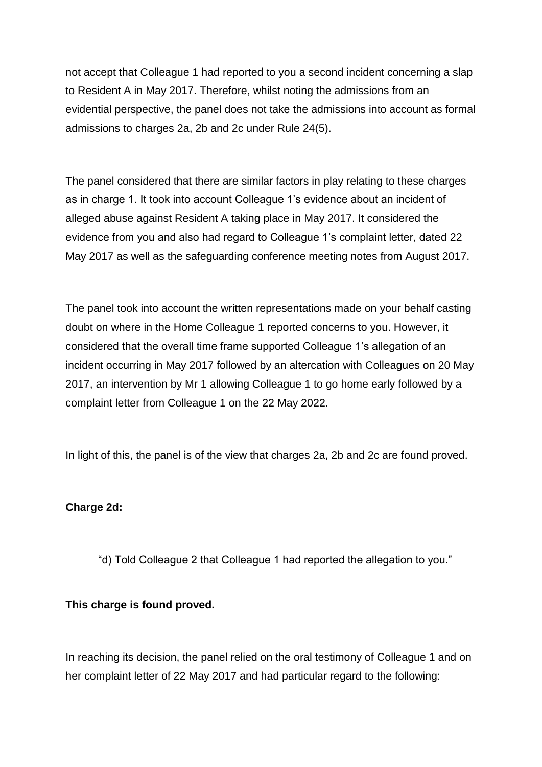not accept that Colleague 1 had reported to you a second incident concerning a slap to Resident A in May 2017. Therefore, whilst noting the admissions from an evidential perspective, the panel does not take the admissions into account as formal admissions to charges 2a, 2b and 2c under Rule 24(5).

The panel considered that there are similar factors in play relating to these charges as in charge 1. It took into account Colleague 1's evidence about an incident of alleged abuse against Resident A taking place in May 2017. It considered the evidence from you and also had regard to Colleague 1's complaint letter, dated 22 May 2017 as well as the safeguarding conference meeting notes from August 2017.

The panel took into account the written representations made on your behalf casting doubt on where in the Home Colleague 1 reported concerns to you. However, it considered that the overall time frame supported Colleague 1's allegation of an incident occurring in May 2017 followed by an altercation with Colleagues on 20 May 2017, an intervention by Mr 1 allowing Colleague 1 to go home early followed by a complaint letter from Colleague 1 on the 22 May 2022.

In light of this, the panel is of the view that charges 2a, 2b and 2c are found proved.

**Charge 2d:**

"d) Told Colleague 2 that Colleague 1 had reported the allegation to you."

**This charge is found proved.**

In reaching its decision, the panel relied on the oral testimony of Colleague 1 and on her complaint letter of 22 May 2017 and had particular regard to the following: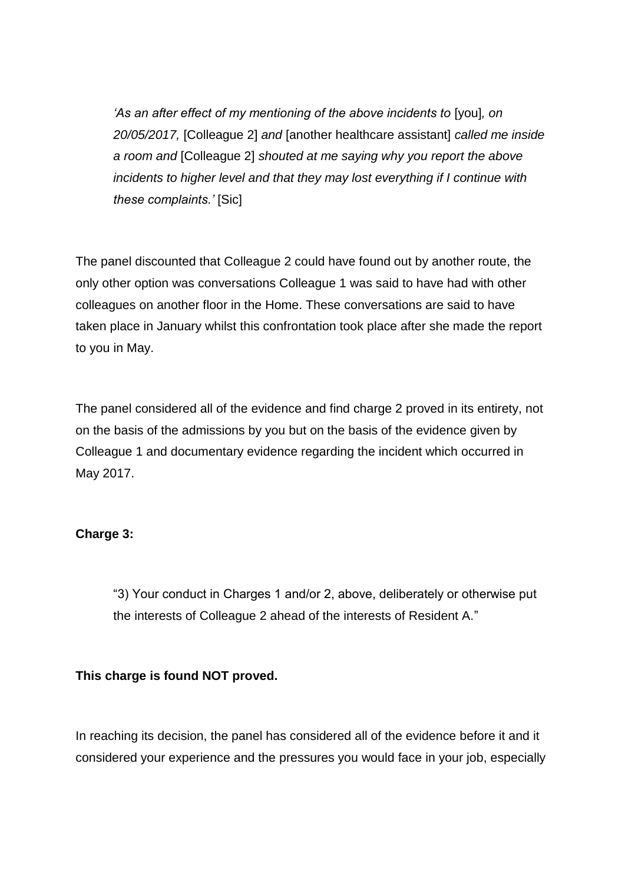> *'As an after effect of my mentioning of the above incidents to* [you]*, on 20/05/2017,* [Colleague 2] *and* [another healthcare assistant] *called me inside a room and* [Colleague 2] *shouted at me saying why you report the above incidents to higher level and that they may lost everything if I continue with these complaints.'* [Sic]

The panel discounted that Colleague 2 could have found out by another route, the only other option was conversations Colleague 1 was said to have had with other colleagues on another floor in the Home. These conversations are said to have taken place in January whilst this confrontation took place after she made the report to you in May.

The panel considered all of the evidence and find charge 2 proved in its entirety, not on the basis of the admissions by you but on the basis of the evidence given by Colleague 1 and documentary evidence regarding the incident which occurred in May 2017.

**Charge 3:**

> "3) Your conduct in Charges 1 and/or 2, above, deliberately or otherwise put the interests of Colleague 2 ahead of the interests of Resident A."

**This charge is found NOT proved.**

In reaching its decision, the panel has considered all of the evidence before it and it considered your experience and the pressures you would face in your job, especially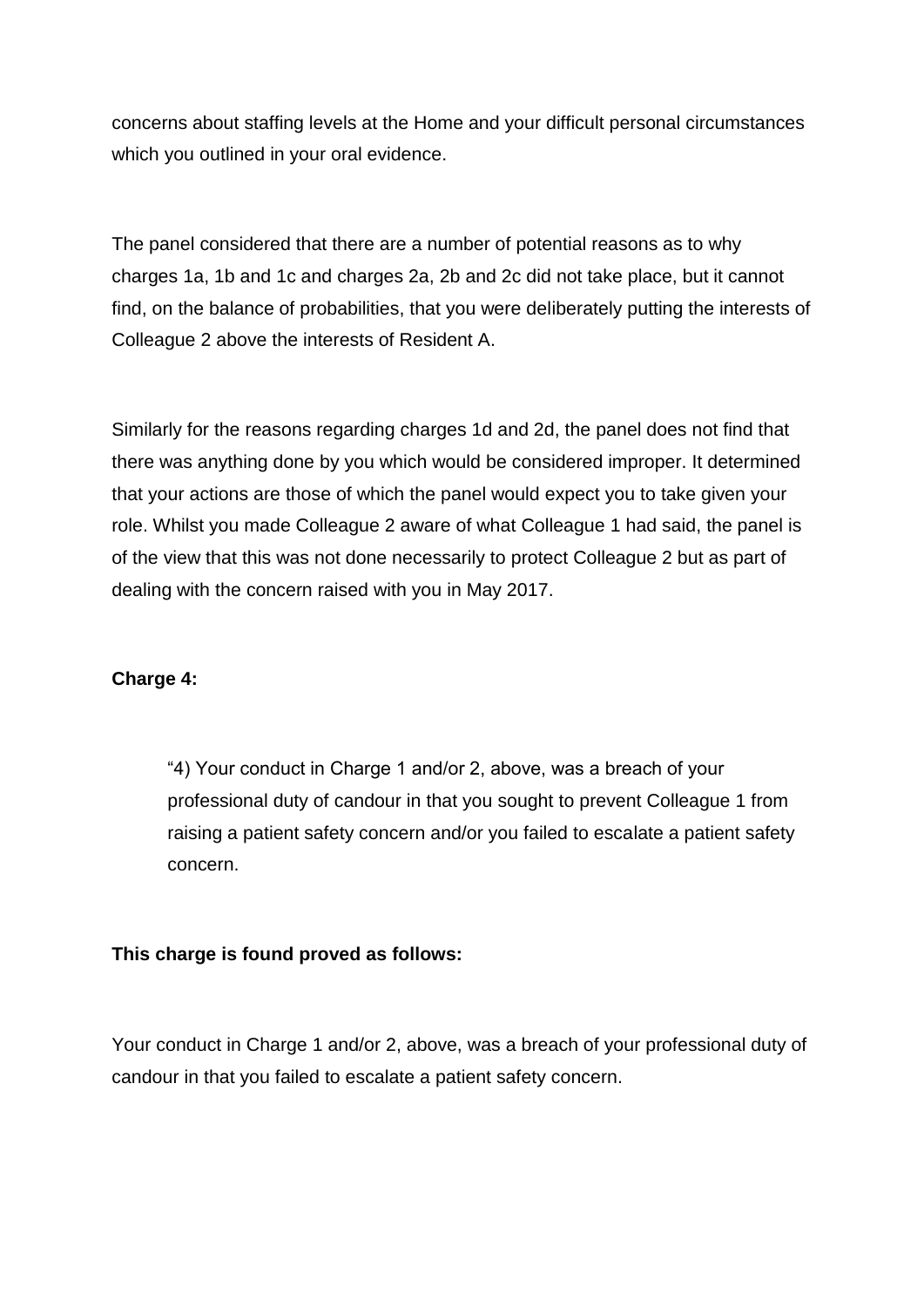concerns about staffing levels at the Home and your difficult personal circumstances which you outlined in your oral evidence.

The panel considered that there are a number of potential reasons as to why charges 1a, 1b and 1c and charges 2a, 2b and 2c did not take place, but it cannot find, on the balance of probabilities, that you were deliberately putting the interests of Colleague 2 above the interests of Resident A.

Similarly for the reasons regarding charges 1d and 2d, the panel does not find that there was anything done by you which would be considered improper. It determined that your actions are those of which the panel would expect you to take given your role. Whilst you made Colleague 2 aware of what Colleague 1 had said, the panel is of the view that this was not done necessarily to protect Colleague 2 but as part of dealing with the concern raised with you in May 2017.

**Charge 4:**

> "4) Your conduct in Charge 1 and/or 2, above, was a breach of your professional duty of candour in that you sought to prevent Colleague 1 from raising a patient safety concern and/or you failed to escalate a patient safety concern.

**This charge is found proved as follows:**

Your conduct in Charge 1 and/or 2, above, was a breach of your professional duty of candour in that you failed to escalate a patient safety concern.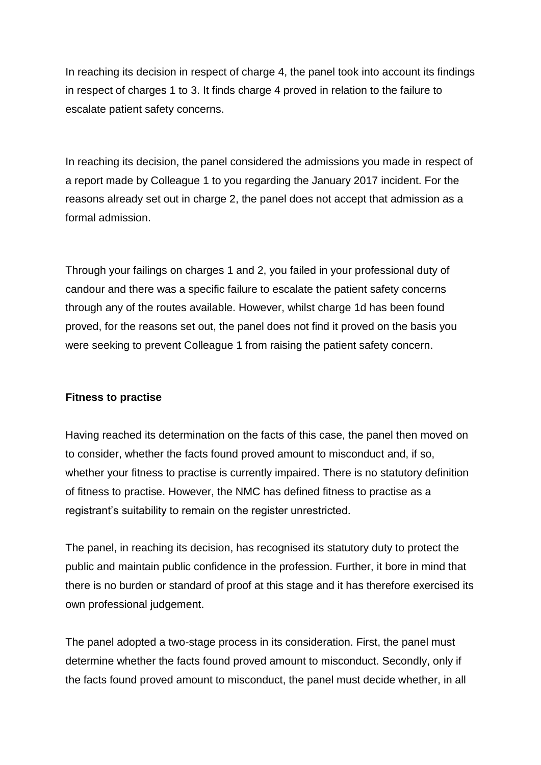In reaching its decision in respect of charge 4, the panel took into account its findings in respect of charges 1 to 3. It finds charge 4 proved in relation to the failure to escalate patient safety concerns.

In reaching its decision, the panel considered the admissions you made in respect of a report made by Colleague 1 to you regarding the January 2017 incident. For the reasons already set out in charge 2, the panel does not accept that admission as a formal admission.

Through your failings on charges 1 and 2, you failed in your professional duty of candour and there was a specific failure to escalate the patient safety concerns through any of the routes available. However, whilst charge 1d has been found proved, for the reasons set out, the panel does not find it proved on the basis you were seeking to prevent Colleague 1 from raising the patient safety concern.

**Fitness to practise**

Having reached its determination on the facts of this case, the panel then moved on to consider, whether the facts found proved amount to misconduct and, if so, whether your fitness to practise is currently impaired. There is no statutory definition of fitness to practise. However, the NMC has defined fitness to practise as a registrant's suitability to remain on the register unrestricted.

The panel, in reaching its decision, has recognised its statutory duty to protect the public and maintain public confidence in the profession. Further, it bore in mind that there is no burden or standard of proof at this stage and it has therefore exercised its own professional judgement.

The panel adopted a two-stage process in its consideration. First, the panel must determine whether the facts found proved amount to misconduct. Secondly, only if the facts found proved amount to misconduct, the panel must decide whether, in all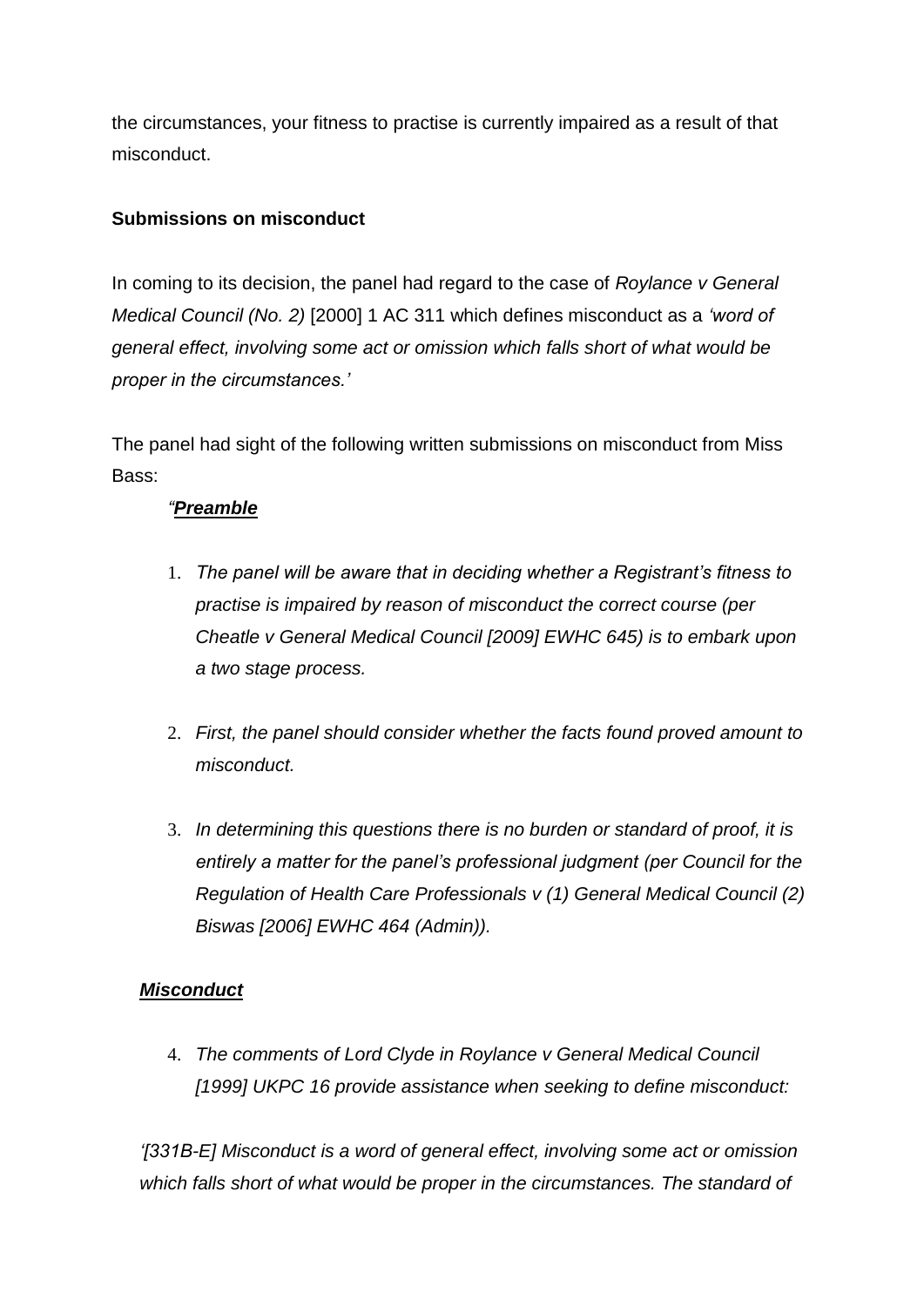the circumstances, your fitness to practise is currently impaired as a result of that misconduct.

**Submissions on misconduct**

In coming to its decision, the panel had regard to the case of *Roylance v General Medical Council (No. 2)* [2000] 1 AC 311 which defines misconduct as a *'word of general effect, involving some act or omission which falls short of what would be proper in the circumstances.'*

The panel had sight of the following written submissions on misconduct from Miss Bass:

*"**Preamble***

1. *The panel will be aware that in deciding whether a Registrant's fitness to practise is impaired by reason of misconduct the correct course (per Cheatle v General Medical Council [2009] EWHC 645) is to embark upon a two stage process.*

2. *First, the panel should consider whether the facts found proved amount to misconduct.*

3. *In determining this questions there is no burden or standard of proof, it is entirely a matter for the panel's professional judgment (per Council for the Regulation of Health Care Professionals v (1) General Medical Council (2) Biswas [2006] EWHC 464 (Admin)).*

***Misconduct***

4. *The comments of Lord Clyde in Roylance v General Medical Council [1999] UKPC 16 provide assistance when seeking to define misconduct:*

*'[331B-E] Misconduct is a word of general effect, involving some act or omission which falls short of what would be proper in the circumstances. The standard of*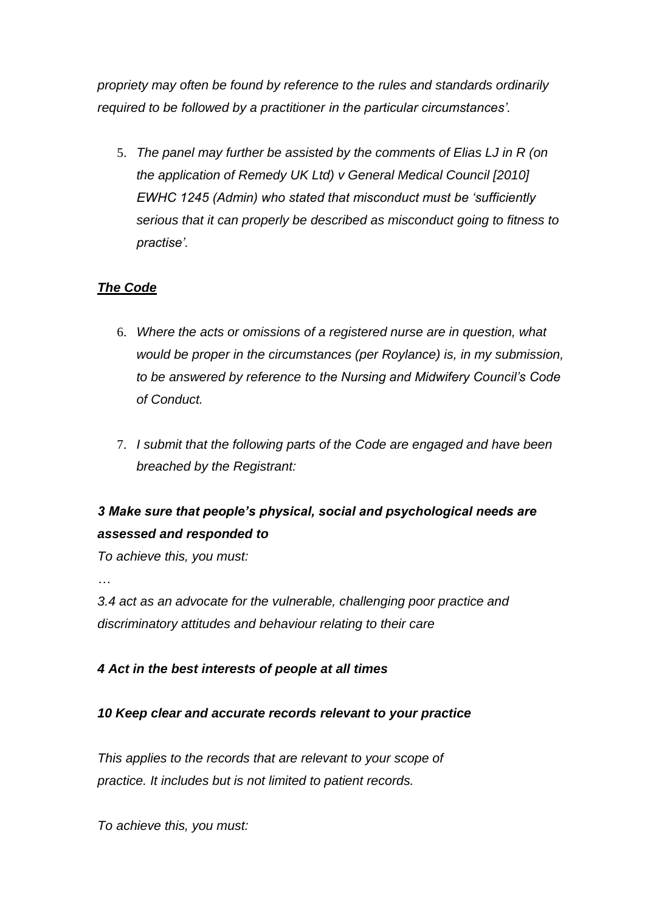*propriety may often be found by reference to the rules and standards ordinarily required to be followed by a practitioner in the particular circumstances'.*

5. *The panel may further be assisted by the comments of Elias LJ in R (on the application of Remedy UK Ltd) v General Medical Council [2010] EWHC 1245 (Admin) who stated that misconduct must be 'sufficiently serious that it can properly be described as misconduct going to fitness to practise'.*

***The Code***

6. *Where the acts or omissions of a registered nurse are in question, what would be proper in the circumstances (per Roylance) is, in my submission, to be answered by reference to the Nursing and Midwifery Council's Code of Conduct.*

7. *I submit that the following parts of the Code are engaged and have been breached by the Registrant:*

***3 Make sure that people's physical, social and psychological needs are assessed and responded to***

*To achieve this, you must:*

*…*

*3.4 act as an advocate for the vulnerable, challenging poor practice and discriminatory attitudes and behaviour relating to their care*

***4 Act in the best interests of people at all times***

***10 Keep clear and accurate records relevant to your practice***

*This applies to the records that are relevant to your scope of practice. It includes but is not limited to patient records.*

*To achieve this, you must:*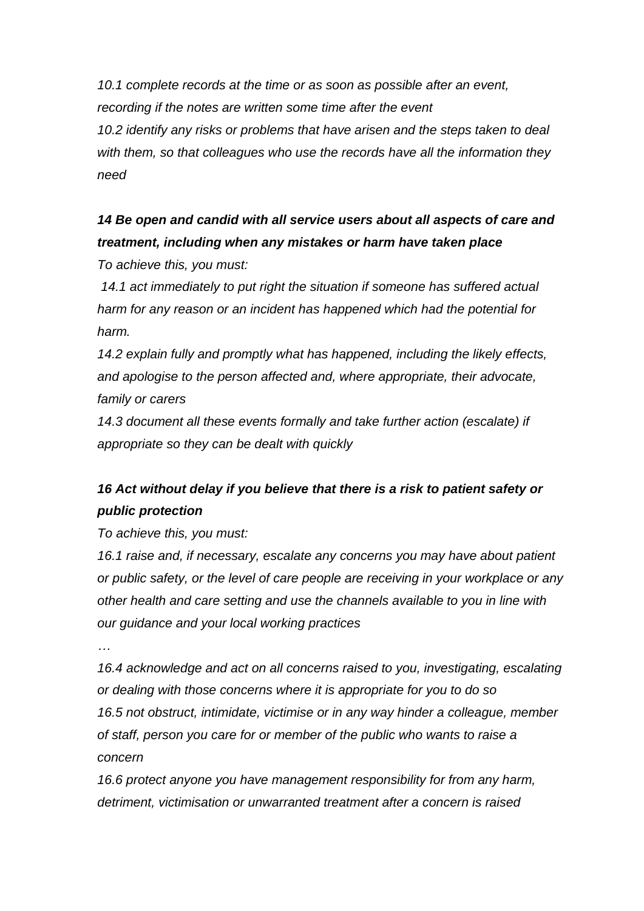*10.1 complete records at the time or as soon as possible after an event, recording if the notes are written some time after the event*
*10.2 identify any risks or problems that have arisen and the steps taken to deal with them, so that colleagues who use the records have all the information they need*

***14 Be open and candid with all service users about all aspects of care and treatment, including when any mistakes or harm have taken place***

*To achieve this, you must:*

*14.1 act immediately to put right the situation if someone has suffered actual harm for any reason or an incident has happened which had the potential for harm.*
*14.2 explain fully and promptly what has happened, including the likely effects, and apologise to the person affected and, where appropriate, their advocate, family or carers*
*14.3 document all these events formally and take further action (escalate) if appropriate so they can be dealt with quickly*

***16 Act without delay if you believe that there is a risk to patient safety or public protection***

*To achieve this, you must:*

*16.1 raise and, if necessary, escalate any concerns you may have about patient or public safety, or the level of care people are receiving in your workplace or any other health and care setting and use the channels available to you in line with our guidance and your local working practices*

*…*

*16.4 acknowledge and act on all concerns raised to you, investigating, escalating or dealing with those concerns where it is appropriate for you to do so*
*16.5 not obstruct, intimidate, victimise or in any way hinder a colleague, member of staff, person you care for or member of the public who wants to raise a concern*
*16.6 protect anyone you have management responsibility for from any harm, detriment, victimisation or unwarranted treatment after a concern is raised*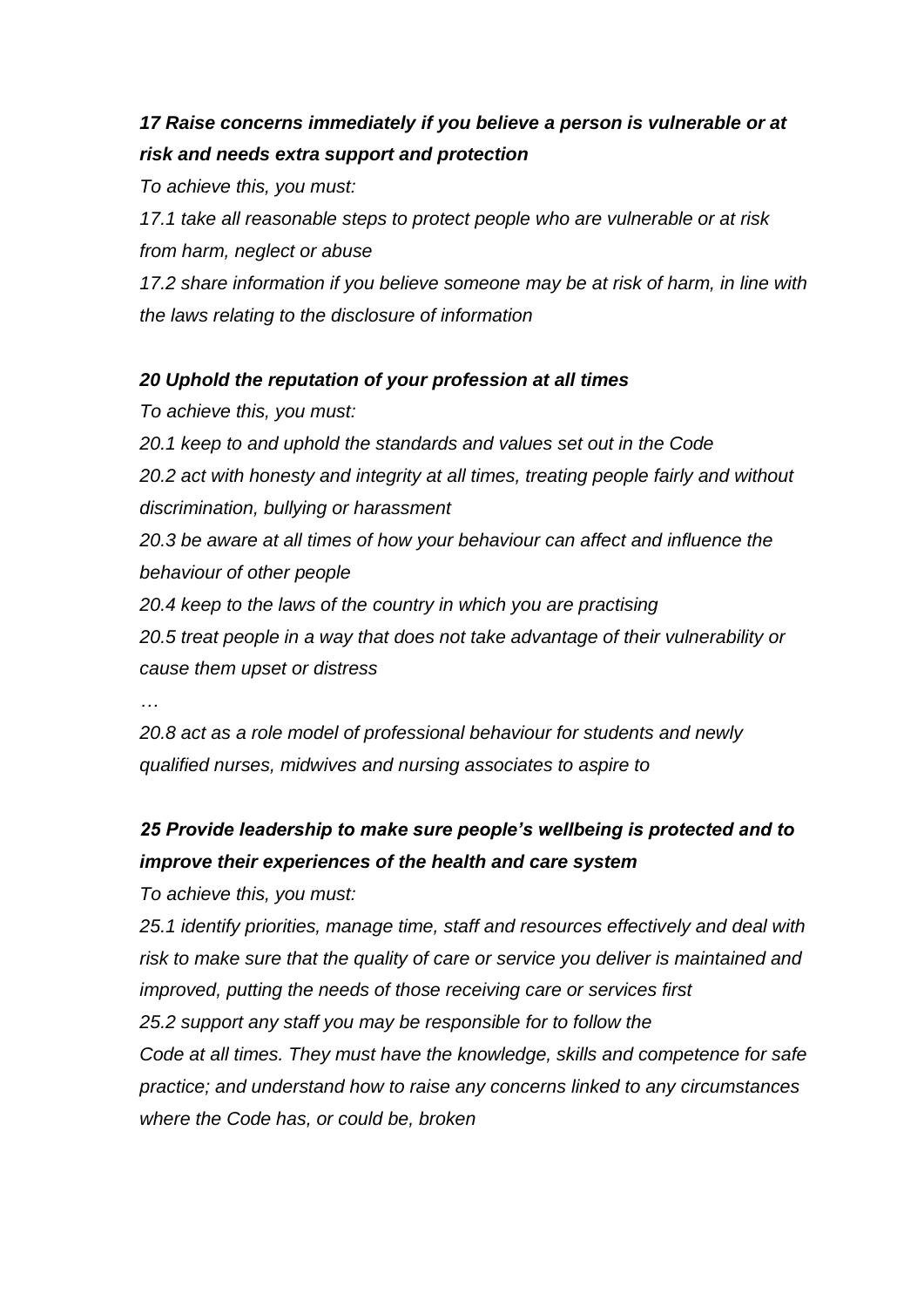***17 Raise concerns immediately if you believe a person is vulnerable or at risk and needs extra support and protection***

*To achieve this, you must:*

*17.1 take all reasonable steps to protect people who are vulnerable or at risk from harm, neglect or abuse*

*17.2 share information if you believe someone may be at risk of harm, in line with the laws relating to the disclosure of information*

***20 Uphold the reputation of your profession at all times***

*To achieve this, you must:*

*20.1 keep to and uphold the standards and values set out in the Code*

*20.2 act with honesty and integrity at all times, treating people fairly and without discrimination, bullying or harassment*

*20.3 be aware at all times of how your behaviour can affect and influence the behaviour of other people*

*20.4 keep to the laws of the country in which you are practising*

*20.5 treat people in a way that does not take advantage of their vulnerability or cause them upset or distress*

*…*

*20.8 act as a role model of professional behaviour for students and newly qualified nurses, midwives and nursing associates to aspire to*

***25 Provide leadership to make sure people's wellbeing is protected and to improve their experiences of the health and care system***

*To achieve this, you must:*

*25.1 identify priorities, manage time, staff and resources effectively and deal with risk to make sure that the quality of care or service you deliver is maintained and improved, putting the needs of those receiving care or services first*

*25.2 support any staff you may be responsible for to follow the Code at all times. They must have the knowledge, skills and competence for safe practice; and understand how to raise any concerns linked to any circumstances where the Code has, or could be, broken*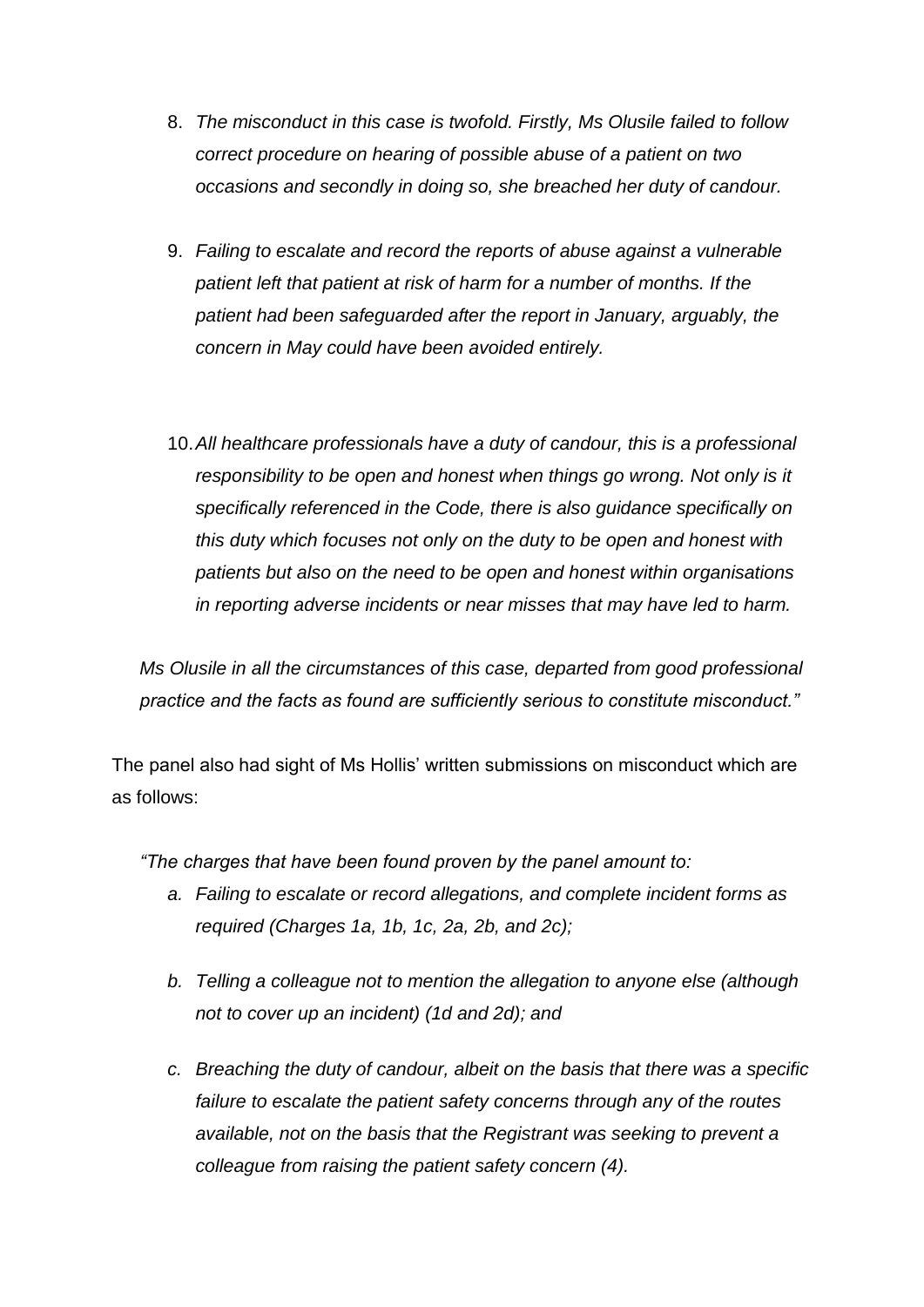8. *The misconduct in this case is twofold. Firstly, Ms Olusile failed to follow correct procedure on hearing of possible abuse of a patient on two occasions and secondly in doing so, she breached her duty of candour.*

9. *Failing to escalate and record the reports of abuse against a vulnerable patient left that patient at risk of harm for a number of months. If the patient had been safeguarded after the report in January, arguably, the concern in May could have been avoided entirely.*

10. *All healthcare professionals have a duty of candour, this is a professional responsibility to be open and honest when things go wrong. Not only is it specifically referenced in the Code, there is also guidance specifically on this duty which focuses not only on the duty to be open and honest with patients but also on the need to be open and honest within organisations in reporting adverse incidents or near misses that may have led to harm.*

*Ms Olusile in all the circumstances of this case, departed from good professional practice and the facts as found are sufficiently serious to constitute misconduct."*

The panel also had sight of Ms Hollis' written submissions on misconduct which are as follows:

*"The charges that have been found proven by the panel amount to:*

*a. Failing to escalate or record allegations, and complete incident forms as required (Charges 1a, 1b, 1c, 2a, 2b, and 2c);*

*b. Telling a colleague not to mention the allegation to anyone else (although not to cover up an incident) (1d and 2d); and*

*c. Breaching the duty of candour, albeit on the basis that there was a specific failure to escalate the patient safety concerns through any of the routes available, not on the basis that the Registrant was seeking to prevent a colleague from raising the patient safety concern (4).*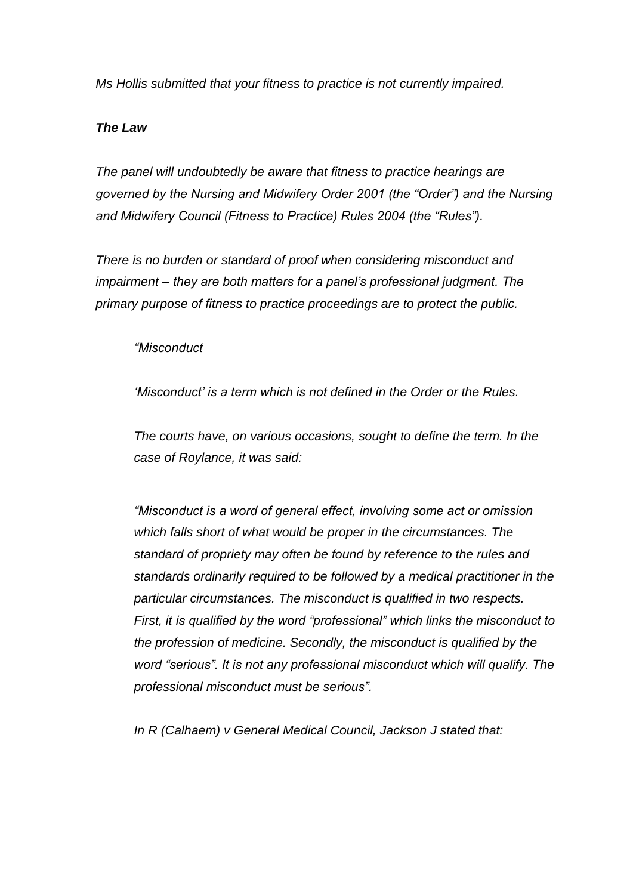*Ms Hollis submitted that your fitness to practice is not currently impaired.*

***The Law***

*The panel will undoubtedly be aware that fitness to practice hearings are governed by the Nursing and Midwifery Order 2001 (the “Order”) and the Nursing and Midwifery Council (Fitness to Practice) Rules 2004 (the “Rules”).*

*There is no burden or standard of proof when considering misconduct and impairment – they are both matters for a panel’s professional judgment. The primary purpose of fitness to practice proceedings are to protect the public.*

> *“Misconduct*
>
> *‘Misconduct’ is a term which is not defined in the Order or the Rules.*
>
> *The courts have, on various occasions, sought to define the term. In the case of Roylance, it was said:*
>
> *“Misconduct is a word of general effect, involving some act or omission which falls short of what would be proper in the circumstances. The standard of propriety may often be found by reference to the rules and standards ordinarily required to be followed by a medical practitioner in the particular circumstances. The misconduct is qualified in two respects. First, it is qualified by the word “professional” which links the misconduct to the profession of medicine. Secondly, the misconduct is qualified by the word “serious”. It is not any professional misconduct which will qualify. The professional misconduct must be serious”.*
>
> *In R (Calhaem) v General Medical Council, Jackson J stated that:*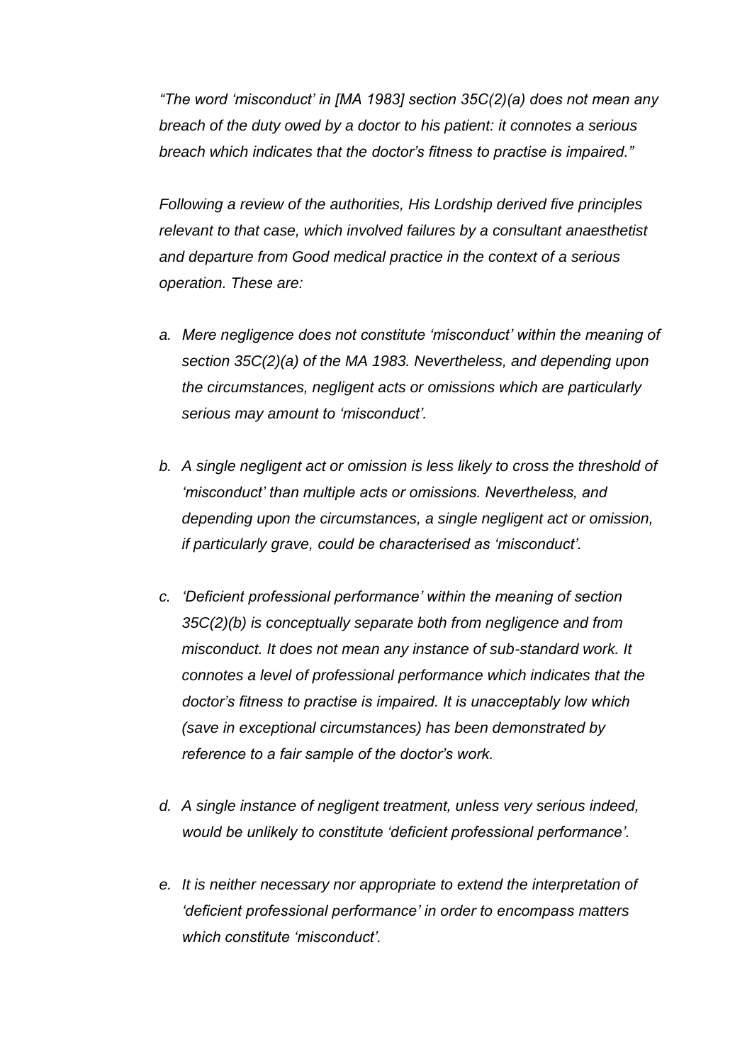*"The word 'misconduct' in [MA 1983] section 35C(2)(a) does not mean any breach of the duty owed by a doctor to his patient: it connotes a serious breach which indicates that the doctor's fitness to practise is impaired."*

*Following a review of the authorities, His Lordship derived five principles relevant to that case, which involved failures by a consultant anaesthetist and departure from Good medical practice in the context of a serious operation. These are:*

*a. Mere negligence does not constitute 'misconduct' within the meaning of section 35C(2)(a) of the MA 1983. Nevertheless, and depending upon the circumstances, negligent acts or omissions which are particularly serious may amount to 'misconduct'.*

*b. A single negligent act or omission is less likely to cross the threshold of 'misconduct' than multiple acts or omissions. Nevertheless, and depending upon the circumstances, a single negligent act or omission, if particularly grave, could be characterised as 'misconduct'.*

*c. 'Deficient professional performance' within the meaning of section 35C(2)(b) is conceptually separate both from negligence and from misconduct. It does not mean any instance of sub-standard work. It connotes a level of professional performance which indicates that the doctor's fitness to practise is impaired. It is unacceptably low which (save in exceptional circumstances) has been demonstrated by reference to a fair sample of the doctor's work.*

*d. A single instance of negligent treatment, unless very serious indeed, would be unlikely to constitute 'deficient professional performance'.*

*e. It is neither necessary nor appropriate to extend the interpretation of 'deficient professional performance' in order to encompass matters which constitute 'misconduct'.*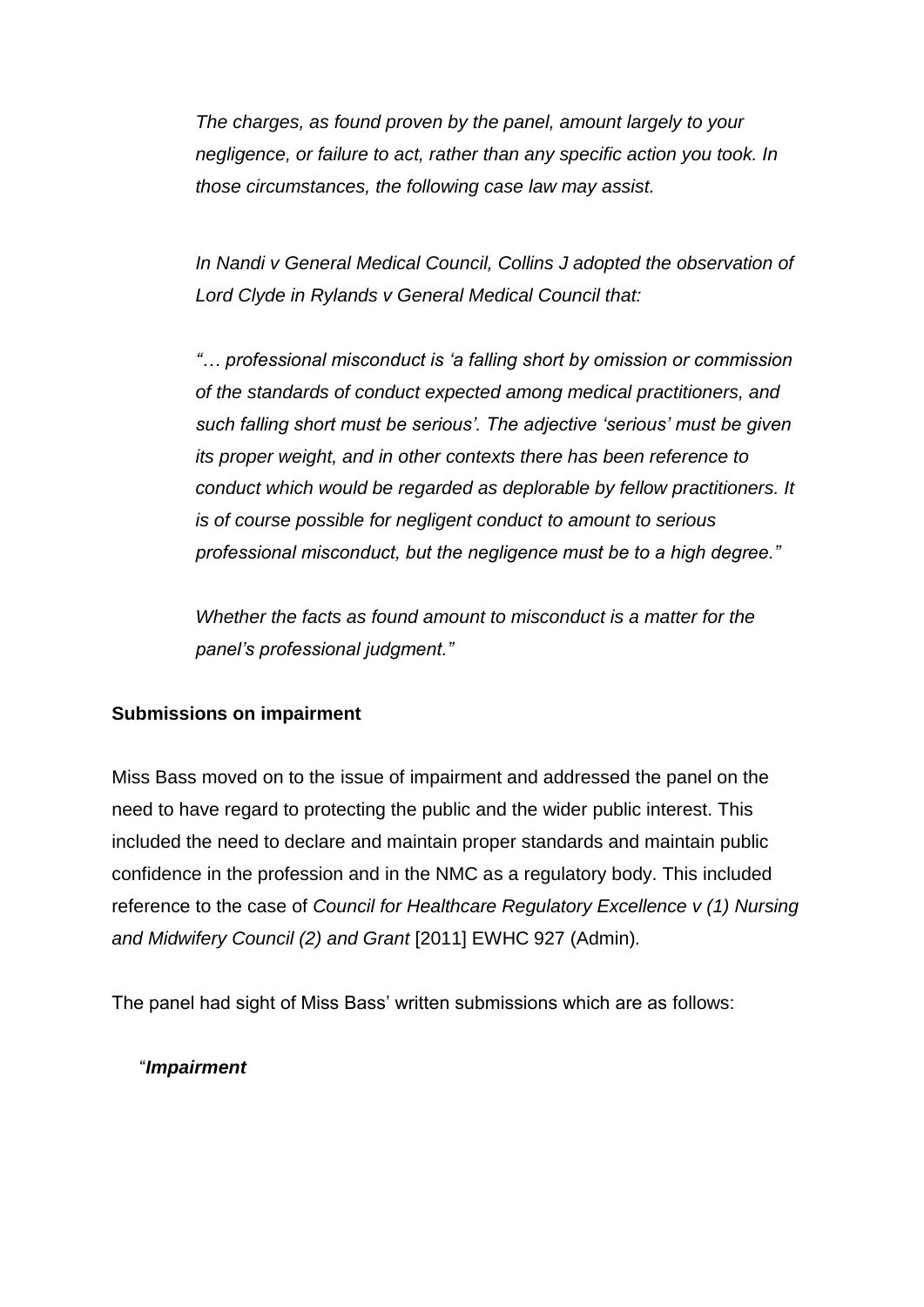*The charges, as found proven by the panel, amount largely to your negligence, or failure to act, rather than any specific action you took. In those circumstances, the following case law may assist.*

*In Nandi v General Medical Council, Collins J adopted the observation of Lord Clyde in Rylands v General Medical Council that:*

*"… professional misconduct is 'a falling short by omission or commission of the standards of conduct expected among medical practitioners, and such falling short must be serious'. The adjective 'serious' must be given its proper weight, and in other contexts there has been reference to conduct which would be regarded as deplorable by fellow practitioners. It is of course possible for negligent conduct to amount to serious professional misconduct, but the negligence must be to a high degree."*

*Whether the facts as found amount to misconduct is a matter for the panel's professional judgment."*

**Submissions on impairment**

Miss Bass moved on to the issue of impairment and addressed the panel on the need to have regard to protecting the public and the wider public interest. This included the need to declare and maintain proper standards and maintain public confidence in the profession and in the NMC as a regulatory body. This included reference to the case of *Council for Healthcare Regulatory Excellence v (1) Nursing and Midwifery Council (2) and Grant* [2011] EWHC 927 (Admin).

The panel had sight of Miss Bass' written submissions which are as follows:

"***Impairment***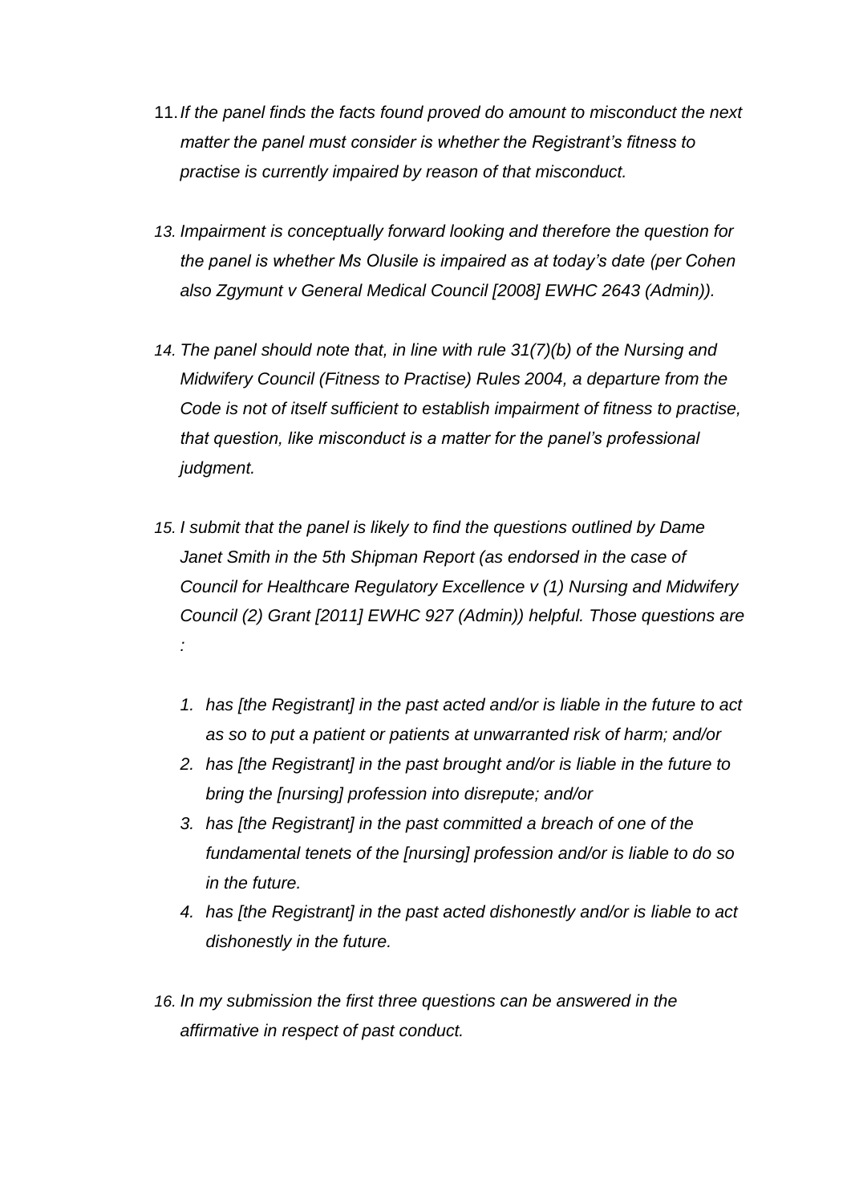11. *If the panel finds the facts found proved do amount to misconduct the next matter the panel must consider is whether the Registrant's fitness to practise is currently impaired by reason of that misconduct.*

13. *Impairment is conceptually forward looking and therefore the question for the panel is whether Ms Olusile is impaired as at today's date (per Cohen also Zgymunt v General Medical Council [2008] EWHC 2643 (Admin)).*

14. *The panel should note that, in line with rule 31(7)(b) of the Nursing and Midwifery Council (Fitness to Practise) Rules 2004, a departure from the Code is not of itself sufficient to establish impairment of fitness to practise, that question, like misconduct is a matter for the panel's professional judgment.*

15. *I submit that the panel is likely to find the questions outlined by Dame Janet Smith in the 5th Shipman Report (as endorsed in the case of Council for Healthcare Regulatory Excellence v (1) Nursing and Midwifery Council (2) Grant [2011] EWHC 927 (Admin)) helpful. Those questions are :*

    1. *has [the Registrant] in the past acted and/or is liable in the future to act as so to put a patient or patients at unwarranted risk of harm; and/or*
    2. *has [the Registrant] in the past brought and/or is liable in the future to bring the [nursing] profession into disrepute; and/or*
    3. *has [the Registrant] in the past committed a breach of one of the fundamental tenets of the [nursing] profession and/or is liable to do so in the future.*
    4. *has [the Registrant] in the past acted dishonestly and/or is liable to act dishonestly in the future.*

16. *In my submission the first three questions can be answered in the affirmative in respect of past conduct.*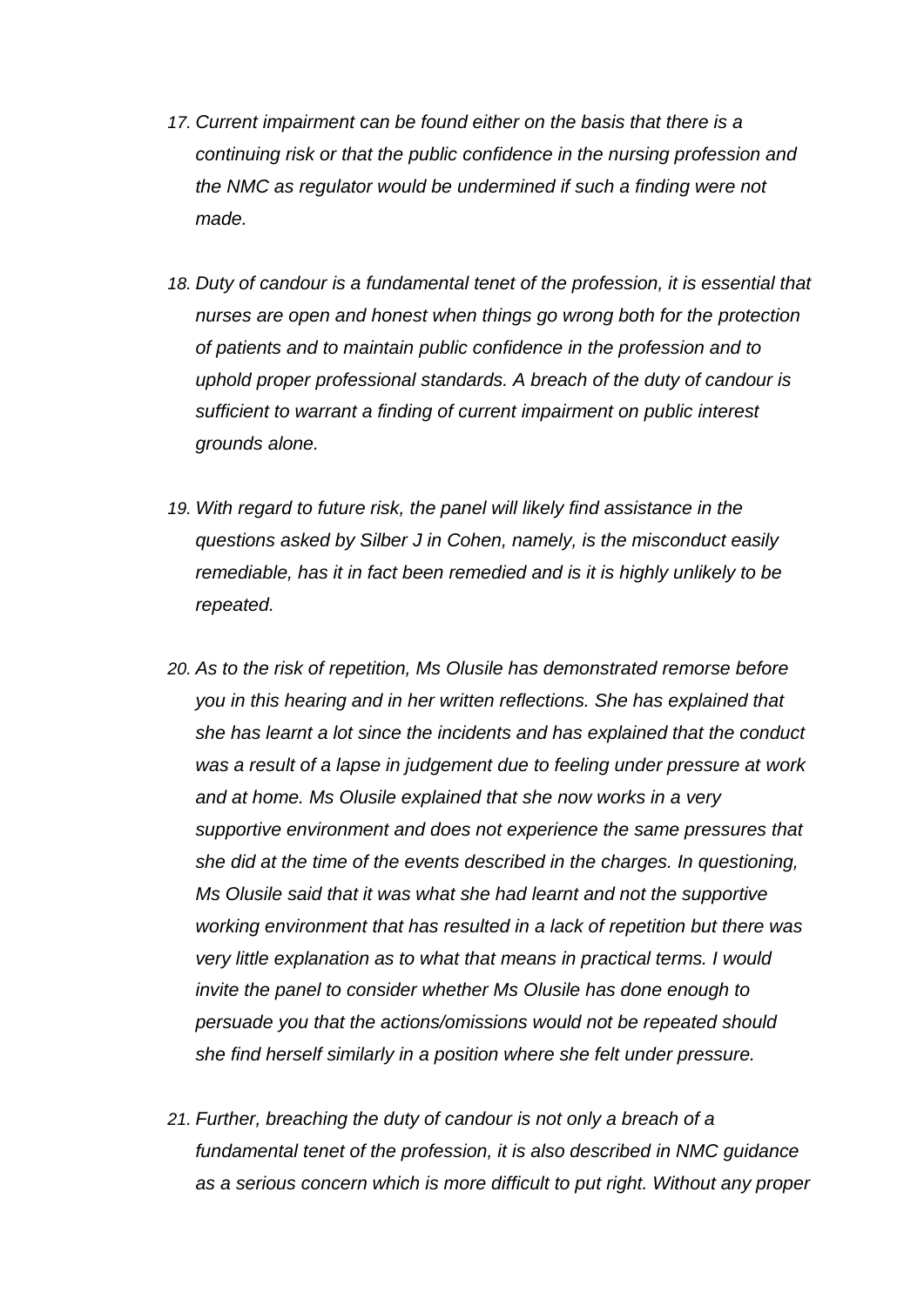17. *Current impairment can be found either on the basis that there is a continuing risk or that the public confidence in the nursing profession and the NMC as regulator would be undermined if such a finding were not made.*

18. *Duty of candour is a fundamental tenet of the profession, it is essential that nurses are open and honest when things go wrong both for the protection of patients and to maintain public confidence in the profession and to uphold proper professional standards. A breach of the duty of candour is sufficient to warrant a finding of current impairment on public interest grounds alone.*

19. *With regard to future risk, the panel will likely find assistance in the questions asked by Silber J in Cohen, namely, is the misconduct easily remediable, has it in fact been remedied and is it is highly unlikely to be repeated.*

20. *As to the risk of repetition, Ms Olusile has demonstrated remorse before you in this hearing and in her written reflections. She has explained that she has learnt a lot since the incidents and has explained that the conduct was a result of a lapse in judgement due to feeling under pressure at work and at home. Ms Olusile explained that she now works in a very supportive environment and does not experience the same pressures that she did at the time of the events described in the charges. In questioning, Ms Olusile said that it was what she had learnt and not the supportive working environment that has resulted in a lack of repetition but there was very little explanation as to what that means in practical terms. I would invite the panel to consider whether Ms Olusile has done enough to persuade you that the actions/omissions would not be repeated should she find herself similarly in a position where she felt under pressure.*

21. *Further, breaching the duty of candour is not only a breach of a fundamental tenet of the profession, it is also described in NMC guidance as a serious concern which is more difficult to put right. Without any proper*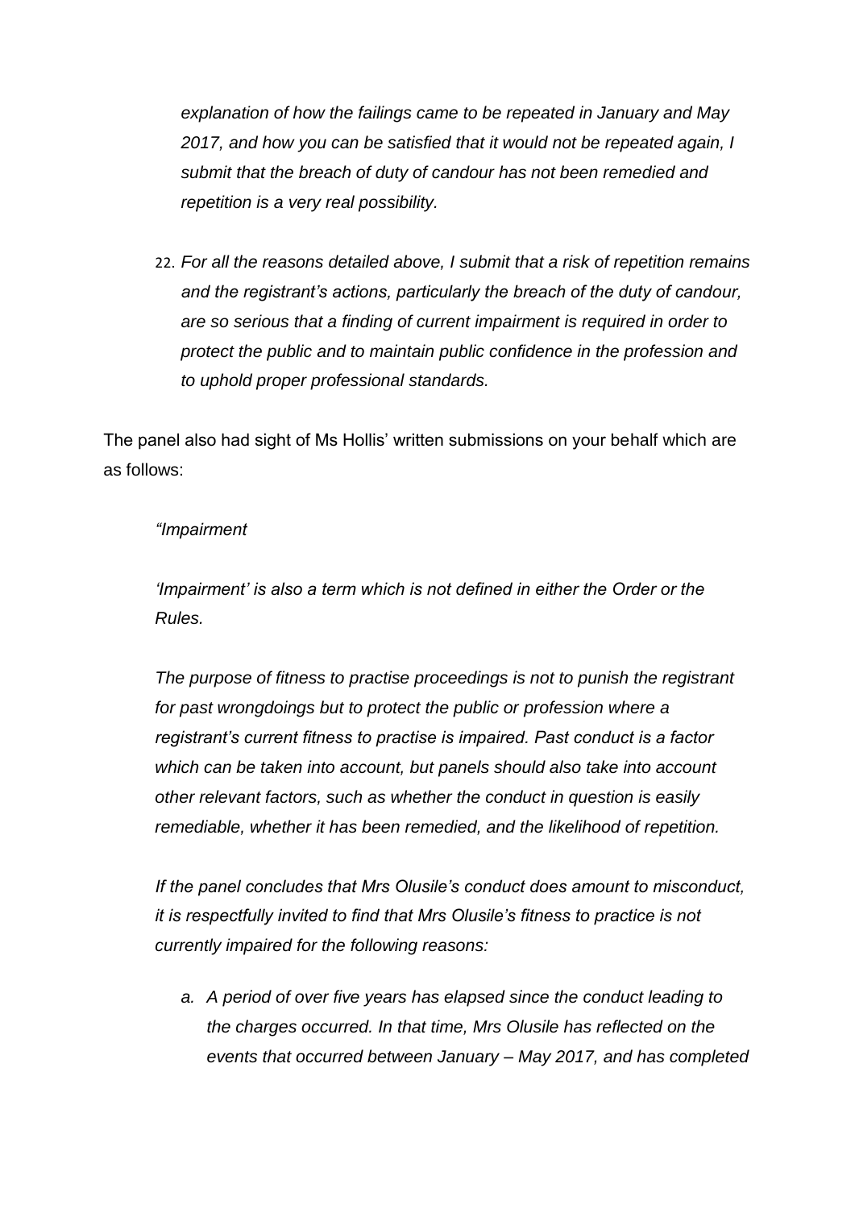*explanation of how the failings came to be repeated in January and May 2017, and how you can be satisfied that it would not be repeated again, I submit that the breach of duty of candour has not been remedied and repetition is a very real possibility.*

22. *For all the reasons detailed above, I submit that a risk of repetition remains and the registrant's actions, particularly the breach of the duty of candour, are so serious that a finding of current impairment is required in order to protect the public and to maintain public confidence in the profession and to uphold proper professional standards.*

The panel also had sight of Ms Hollis' written submissions on your behalf which are as follows:

*"Impairment*

*'Impairment' is also a term which is not defined in either the Order or the Rules.*

*The purpose of fitness to practise proceedings is not to punish the registrant for past wrongdoings but to protect the public or profession where a registrant's current fitness to practise is impaired. Past conduct is a factor which can be taken into account, but panels should also take into account other relevant factors, such as whether the conduct in question is easily remediable, whether it has been remedied, and the likelihood of repetition.*

*If the panel concludes that Mrs Olusile's conduct does amount to misconduct, it is respectfully invited to find that Mrs Olusile's fitness to practice is not currently impaired for the following reasons:*

*a. A period of over five years has elapsed since the conduct leading to the charges occurred. In that time, Mrs Olusile has reflected on the events that occurred between January – May 2017, and has completed*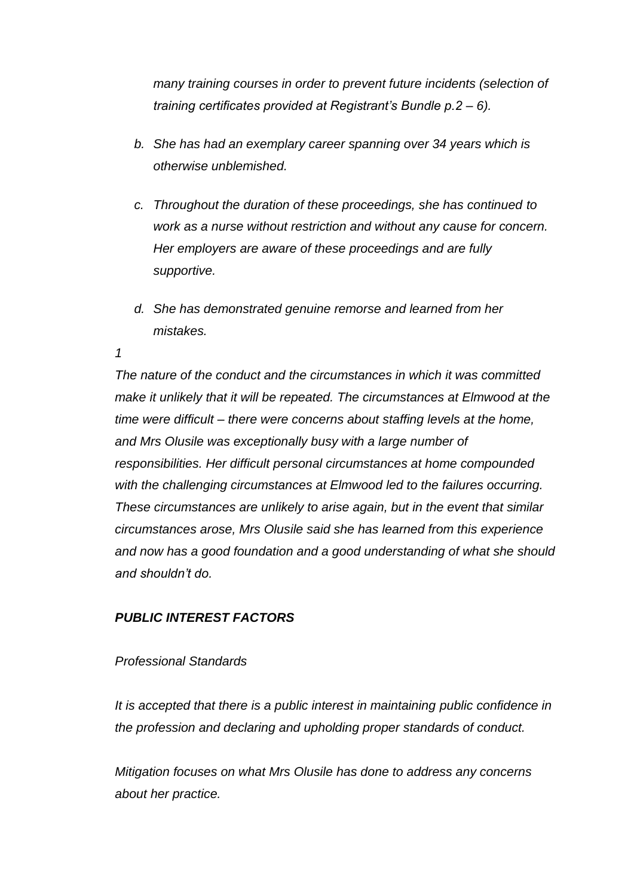*many training courses in order to prevent future incidents (selection of training certificates provided at Registrant's Bundle p.2 – 6).*

*b. She has had an exemplary career spanning over 34 years which is otherwise unblemished.*

*c. Throughout the duration of these proceedings, she has continued to work as a nurse without restriction and without any cause for concern. Her employers are aware of these proceedings and are fully supportive.*

*d. She has demonstrated genuine remorse and learned from her mistakes.*

*1*

*The nature of the conduct and the circumstances in which it was committed make it unlikely that it will be repeated. The circumstances at Elmwood at the time were difficult – there were concerns about staffing levels at the home, and Mrs Olusile was exceptionally busy with a large number of responsibilities. Her difficult personal circumstances at home compounded with the challenging circumstances at Elmwood led to the failures occurring. These circumstances are unlikely to arise again, but in the event that similar circumstances arose, Mrs Olusile said she has learned from this experience and now has a good foundation and a good understanding of what she should and shouldn't do.*

***PUBLIC INTEREST FACTORS***

*Professional Standards*

*It is accepted that there is a public interest in maintaining public confidence in the profession and declaring and upholding proper standards of conduct.*

*Mitigation focuses on what Mrs Olusile has done to address any concerns about her practice.*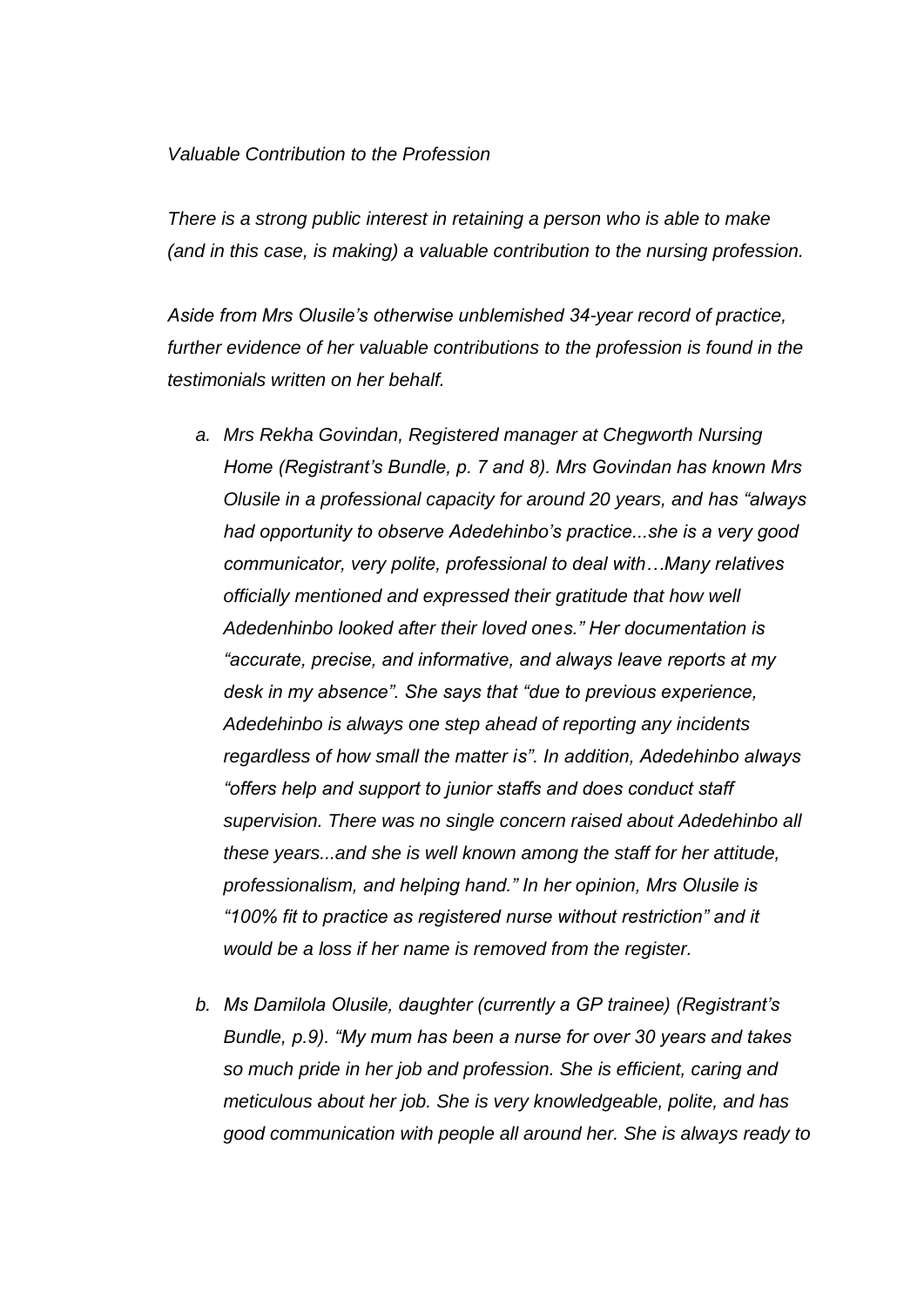*Valuable Contribution to the Profession*

*There is a strong public interest in retaining a person who is able to make (and in this case, is making) a valuable contribution to the nursing profession.*

*Aside from Mrs Olusile's otherwise unblemished 34-year record of practice, further evidence of her valuable contributions to the profession is found in the testimonials written on her behalf.*

a. *Mrs Rekha Govindan, Registered manager at Chegworth Nursing Home (Registrant's Bundle, p. 7 and 8). Mrs Govindan has known Mrs Olusile in a professional capacity for around 20 years, and has "always had opportunity to observe Adedehinbo's practice...she is a very good communicator, very polite, professional to deal with…Many relatives officially mentioned and expressed their gratitude that how well Adedenhinbo looked after their loved ones." Her documentation is "accurate, precise, and informative, and always leave reports at my desk in my absence". She says that "due to previous experience, Adedehinbo is always one step ahead of reporting any incidents regardless of how small the matter is". In addition, Adedehinbo always "offers help and support to junior staffs and does conduct staff supervision. There was no single concern raised about Adedehinbo all these years...and she is well known among the staff for her attitude, professionalism, and helping hand." In her opinion, Mrs Olusile is "100% fit to practice as registered nurse without restriction" and it would be a loss if her name is removed from the register.*

b. *Ms Damilola Olusile, daughter (currently a GP trainee) (Registrant's Bundle, p.9). "My mum has been a nurse for over 30 years and takes so much pride in her job and profession. She is efficient, caring and meticulous about her job. She is very knowledgeable, polite, and has good communication with people all around her. She is always ready to*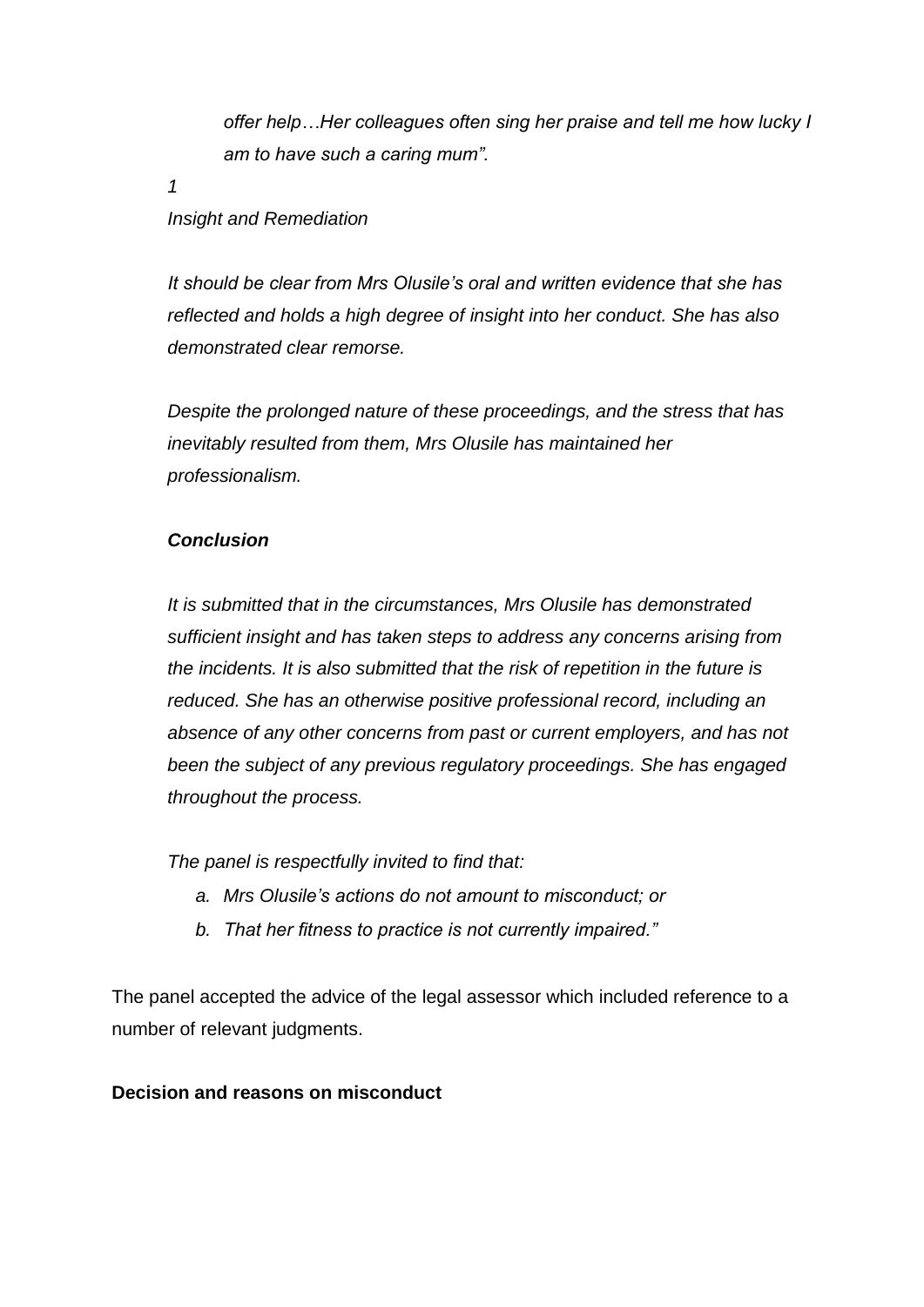*offer help…Her colleagues often sing her praise and tell me how lucky I am to have such a caring mum".*

*1*

*Insight and Remediation*

*It should be clear from Mrs Olusile's oral and written evidence that she has reflected and holds a high degree of insight into her conduct. She has also demonstrated clear remorse.*

*Despite the prolonged nature of these proceedings, and the stress that has inevitably resulted from them, Mrs Olusile has maintained her professionalism.*

***Conclusion***

*It is submitted that in the circumstances, Mrs Olusile has demonstrated sufficient insight and has taken steps to address any concerns arising from the incidents. It is also submitted that the risk of repetition in the future is reduced. She has an otherwise positive professional record, including an absence of any other concerns from past or current employers, and has not been the subject of any previous regulatory proceedings. She has engaged throughout the process.*

*The panel is respectfully invited to find that:*

- *a. Mrs Olusile's actions do not amount to misconduct; or*
- *b. That her fitness to practice is not currently impaired."*

The panel accepted the advice of the legal assessor which included reference to a number of relevant judgments.

**Decision and reasons on misconduct**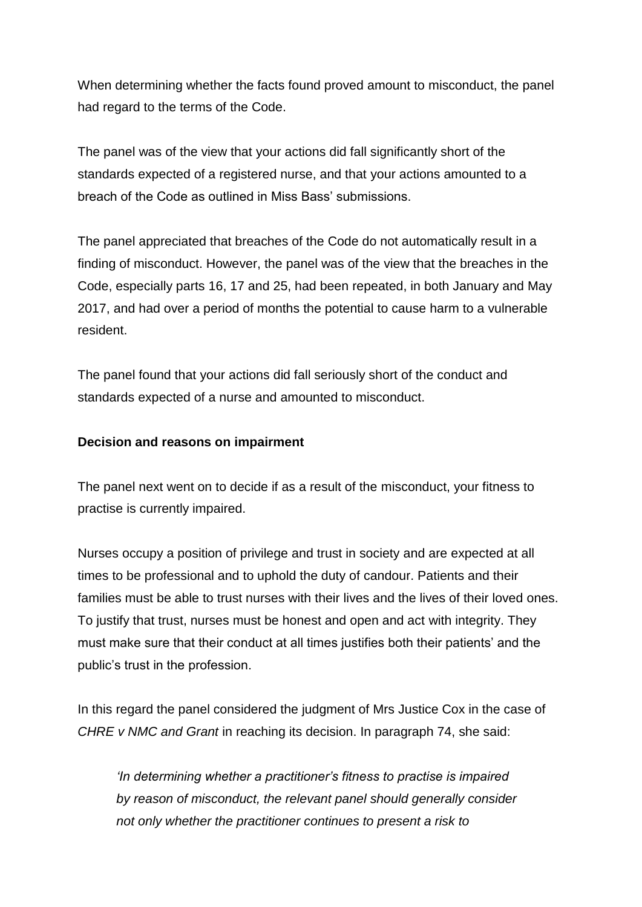When determining whether the facts found proved amount to misconduct, the panel had regard to the terms of the Code.

The panel was of the view that your actions did fall significantly short of the standards expected of a registered nurse, and that your actions amounted to a breach of the Code as outlined in Miss Bass' submissions.

The panel appreciated that breaches of the Code do not automatically result in a finding of misconduct. However, the panel was of the view that the breaches in the Code, especially parts 16, 17 and 25, had been repeated, in both January and May 2017, and had over a period of months the potential to cause harm to a vulnerable resident.

The panel found that your actions did fall seriously short of the conduct and standards expected of a nurse and amounted to misconduct.

**Decision and reasons on impairment**

The panel next went on to decide if as a result of the misconduct, your fitness to practise is currently impaired.

Nurses occupy a position of privilege and trust in society and are expected at all times to be professional and to uphold the duty of candour. Patients and their families must be able to trust nurses with their lives and the lives of their loved ones. To justify that trust, nurses must be honest and open and act with integrity. They must make sure that their conduct at all times justifies both their patients' and the public's trust in the profession.

In this regard the panel considered the judgment of Mrs Justice Cox in the case of *CHRE v NMC and Grant* in reaching its decision. In paragraph 74, she said:

> *'In determining whether a practitioner's fitness to practise is impaired by reason of misconduct, the relevant panel should generally consider not only whether the practitioner continues to present a risk to*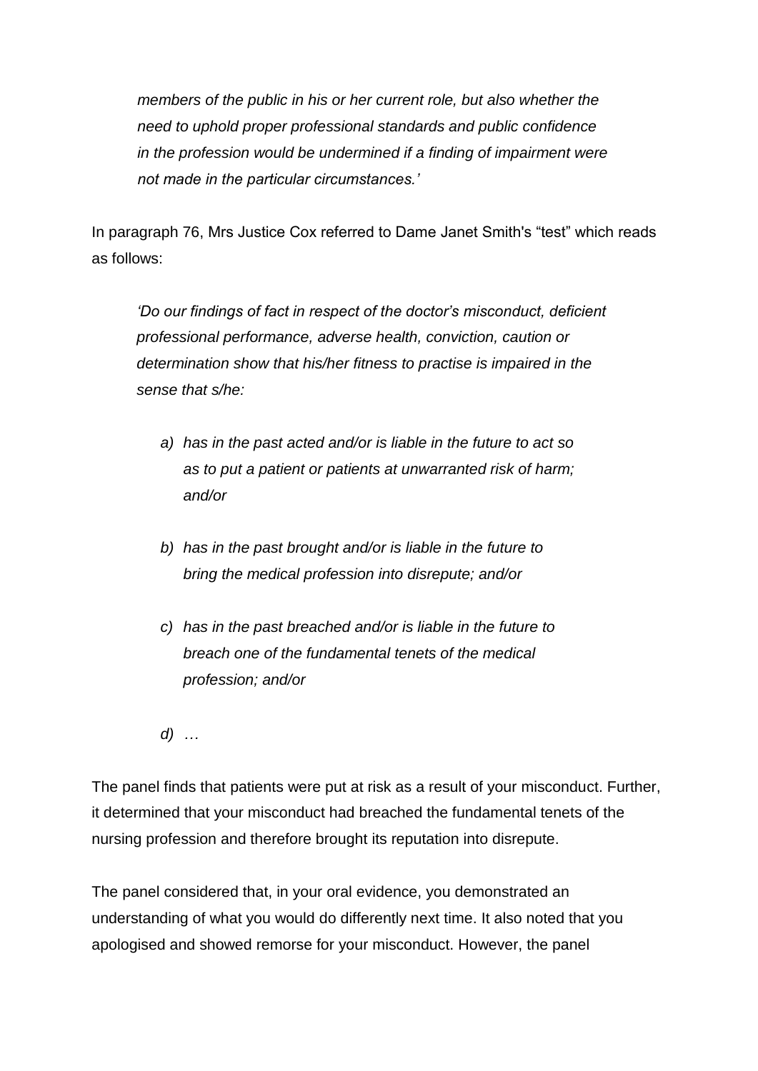*members of the public in his or her current role, but also whether the need to uphold proper professional standards and public confidence in the profession would be undermined if a finding of impairment were not made in the particular circumstances.'*

In paragraph 76, Mrs Justice Cox referred to Dame Janet Smith's "test" which reads as follows:

*'Do our findings of fact in respect of the doctor's misconduct, deficient professional performance, adverse health, conviction, caution or determination show that his/her fitness to practise is impaired in the sense that s/he:*

*a) has in the past acted and/or is liable in the future to act so as to put a patient or patients at unwarranted risk of harm; and/or*

*b) has in the past brought and/or is liable in the future to bring the medical profession into disrepute; and/or*

*c) has in the past breached and/or is liable in the future to breach one of the fundamental tenets of the medical profession; and/or*

*d) …*

The panel finds that patients were put at risk as a result of your misconduct. Further, it determined that your misconduct had breached the fundamental tenets of the nursing profession and therefore brought its reputation into disrepute.

The panel considered that, in your oral evidence, you demonstrated an understanding of what you would do differently next time. It also noted that you apologised and showed remorse for your misconduct. However, the panel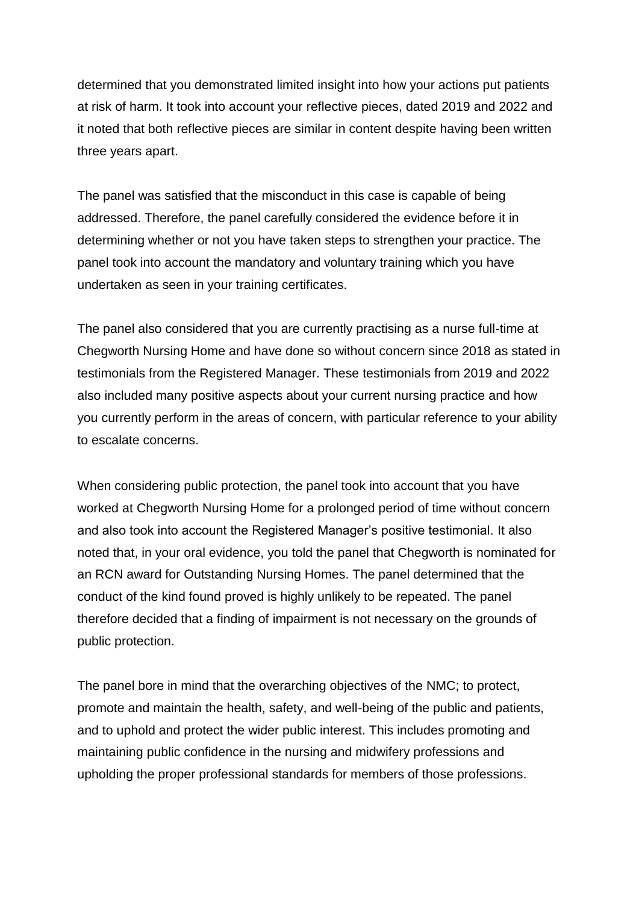determined that you demonstrated limited insight into how your actions put patients at risk of harm. It took into account your reflective pieces, dated 2019 and 2022 and it noted that both reflective pieces are similar in content despite having been written three years apart.

The panel was satisfied that the misconduct in this case is capable of being addressed. Therefore, the panel carefully considered the evidence before it in determining whether or not you have taken steps to strengthen your practice. The panel took into account the mandatory and voluntary training which you have undertaken as seen in your training certificates.

The panel also considered that you are currently practising as a nurse full-time at Chegworth Nursing Home and have done so without concern since 2018 as stated in testimonials from the Registered Manager. These testimonials from 2019 and 2022 also included many positive aspects about your current nursing practice and how you currently perform in the areas of concern, with particular reference to your ability to escalate concerns.

When considering public protection, the panel took into account that you have worked at Chegworth Nursing Home for a prolonged period of time without concern and also took into account the Registered Manager's positive testimonial. It also noted that, in your oral evidence, you told the panel that Chegworth is nominated for an RCN award for Outstanding Nursing Homes. The panel determined that the conduct of the kind found proved is highly unlikely to be repeated. The panel therefore decided that a finding of impairment is not necessary on the grounds of public protection.

The panel bore in mind that the overarching objectives of the NMC; to protect, promote and maintain the health, safety, and well-being of the public and patients, and to uphold and protect the wider public interest. This includes promoting and maintaining public confidence in the nursing and midwifery professions and upholding the proper professional standards for members of those professions.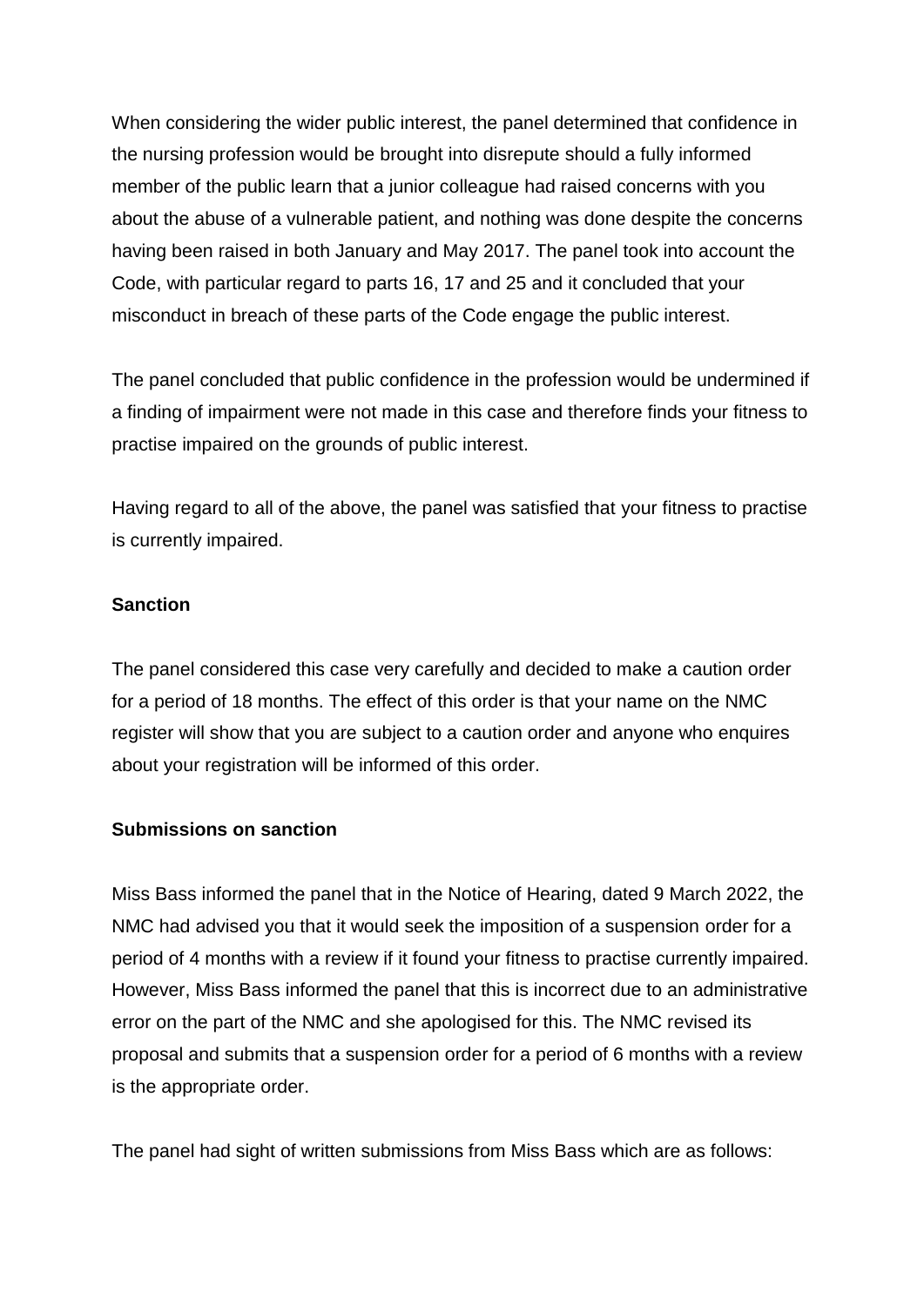When considering the wider public interest, the panel determined that confidence in the nursing profession would be brought into disrepute should a fully informed member of the public learn that a junior colleague had raised concerns with you about the abuse of a vulnerable patient, and nothing was done despite the concerns having been raised in both January and May 2017. The panel took into account the Code, with particular regard to parts 16, 17 and 25 and it concluded that your misconduct in breach of these parts of the Code engage the public interest.

The panel concluded that public confidence in the profession would be undermined if a finding of impairment were not made in this case and therefore finds your fitness to practise impaired on the grounds of public interest.

Having regard to all of the above, the panel was satisfied that your fitness to practise is currently impaired.

**Sanction**

The panel considered this case very carefully and decided to make a caution order for a period of 18 months. The effect of this order is that your name on the NMC register will show that you are subject to a caution order and anyone who enquires about your registration will be informed of this order.

**Submissions on sanction**

Miss Bass informed the panel that in the Notice of Hearing, dated 9 March 2022, the NMC had advised you that it would seek the imposition of a suspension order for a period of 4 months with a review if it found your fitness to practise currently impaired. However, Miss Bass informed the panel that this is incorrect due to an administrative error on the part of the NMC and she apologised for this. The NMC revised its proposal and submits that a suspension order for a period of 6 months with a review is the appropriate order.

The panel had sight of written submissions from Miss Bass which are as follows: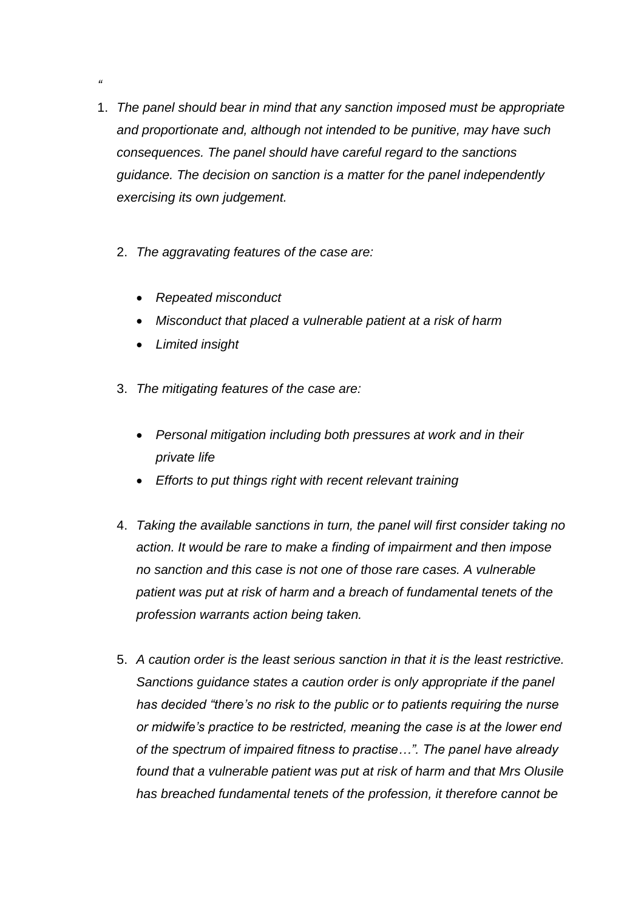"

1. *The panel should bear in mind that any sanction imposed must be appropriate and proportionate and, although not intended to be punitive, may have such consequences. The panel should have careful regard to the sanctions guidance. The decision on sanction is a matter for the panel independently exercising its own judgement.*

2. *The aggravating features of the case are:*

   - *Repeated misconduct*
   - *Misconduct that placed a vulnerable patient at a risk of harm*
   - *Limited insight*

3. *The mitigating features of the case are:*

   - *Personal mitigation including both pressures at work and in their private life*
   - *Efforts to put things right with recent relevant training*

4. *Taking the available sanctions in turn, the panel will first consider taking no action. It would be rare to make a finding of impairment and then impose no sanction and this case is not one of those rare cases. A vulnerable patient was put at risk of harm and a breach of fundamental tenets of the profession warrants action being taken.*

5. *A caution order is the least serious sanction in that it is the least restrictive. Sanctions guidance states a caution order is only appropriate if the panel has decided "there's no risk to the public or to patients requiring the nurse or midwife's practice to be restricted, meaning the case is at the lower end of the spectrum of impaired fitness to practise…". The panel have already found that a vulnerable patient was put at risk of harm and that Mrs Olusile has breached fundamental tenets of the profession, it therefore cannot be*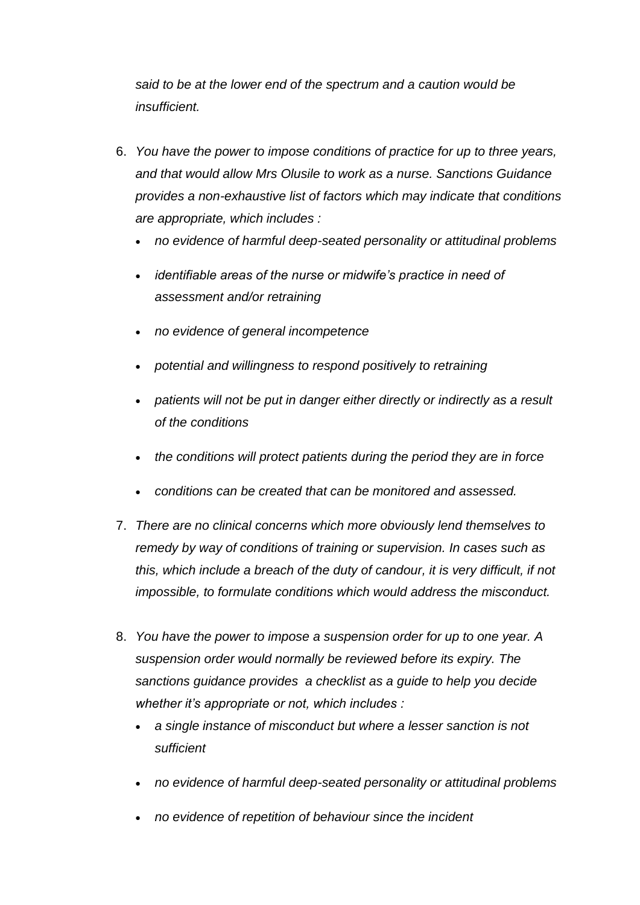*said to be at the lower end of the spectrum and a caution would be insufficient.*

6. *You have the power to impose conditions of practice for up to three years, and that would allow Mrs Olusile to work as a nurse. Sanctions Guidance provides a non-exhaustive list of factors which may indicate that conditions are appropriate, which includes :*
   - *no evidence of harmful deep-seated personality or attitudinal problems*
   - *identifiable areas of the nurse or midwife's practice in need of assessment and/or retraining*
   - *no evidence of general incompetence*
   - *potential and willingness to respond positively to retraining*
   - *patients will not be put in danger either directly or indirectly as a result of the conditions*
   - *the conditions will protect patients during the period they are in force*
   - *conditions can be created that can be monitored and assessed.*

7. *There are no clinical concerns which more obviously lend themselves to remedy by way of conditions of training or supervision. In cases such as this, which include a breach of the duty of candour, it is very difficult, if not impossible, to formulate conditions which would address the misconduct.*

8. *You have the power to impose a suspension order for up to one year. A suspension order would normally be reviewed before its expiry. The sanctions guidance provides a checklist as a guide to help you decide whether it's appropriate or not, which includes :*
   - *a single instance of misconduct but where a lesser sanction is not sufficient*
   - *no evidence of harmful deep-seated personality or attitudinal problems*
   - *no evidence of repetition of behaviour since the incident*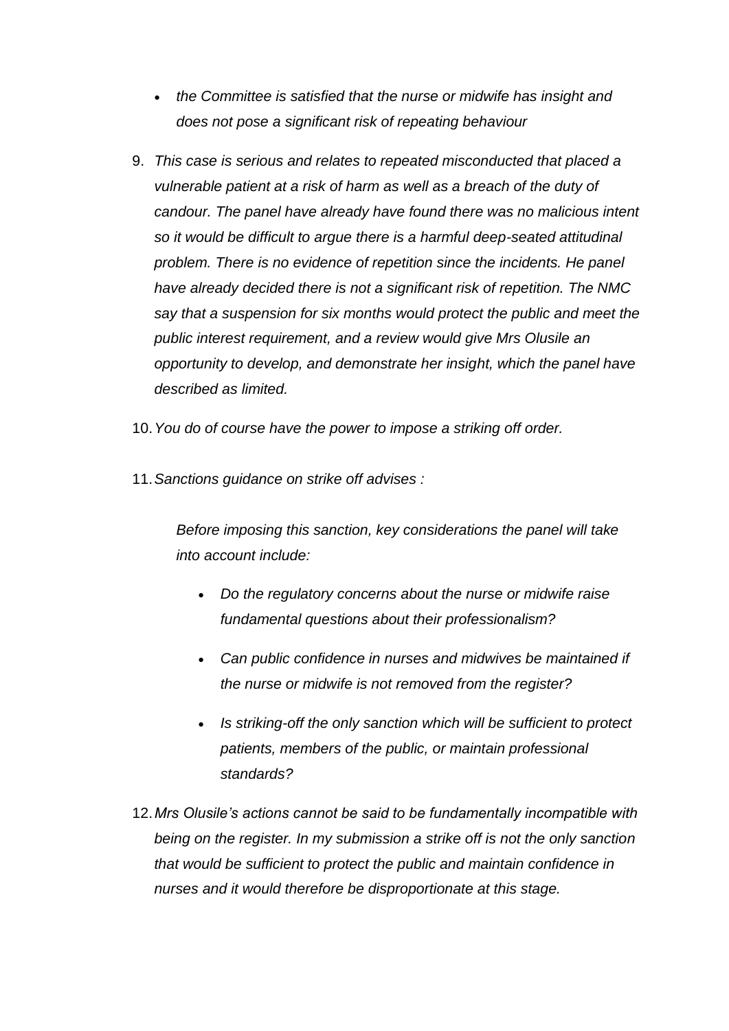- *the Committee is satisfied that the nurse or midwife has insight and does not pose a significant risk of repeating behaviour*

9. *This case is serious and relates to repeated misconducted that placed a vulnerable patient at a risk of harm as well as a breach of the duty of candour. The panel have already have found there was no malicious intent so it would be difficult to argue there is a harmful deep-seated attitudinal problem. There is no evidence of repetition since the incidents. He panel have already decided there is not a significant risk of repetition. The NMC say that a suspension for six months would protect the public and meet the public interest requirement, and a review would give Mrs Olusile an opportunity to develop, and demonstrate her insight, which the panel have described as limited.*

10. *You do of course have the power to impose a striking off order.*

11. *Sanctions guidance on strike off advises :*

    *Before imposing this sanction, key considerations the panel will take into account include:*

    - *Do the regulatory concerns about the nurse or midwife raise fundamental questions about their professionalism?*
    - *Can public confidence in nurses and midwives be maintained if the nurse or midwife is not removed from the register?*
    - *Is striking-off the only sanction which will be sufficient to protect patients, members of the public, or maintain professional standards?*

12. *Mrs Olusile's actions cannot be said to be fundamentally incompatible with being on the register. In my submission a strike off is not the only sanction that would be sufficient to protect the public and maintain confidence in nurses and it would therefore be disproportionate at this stage.*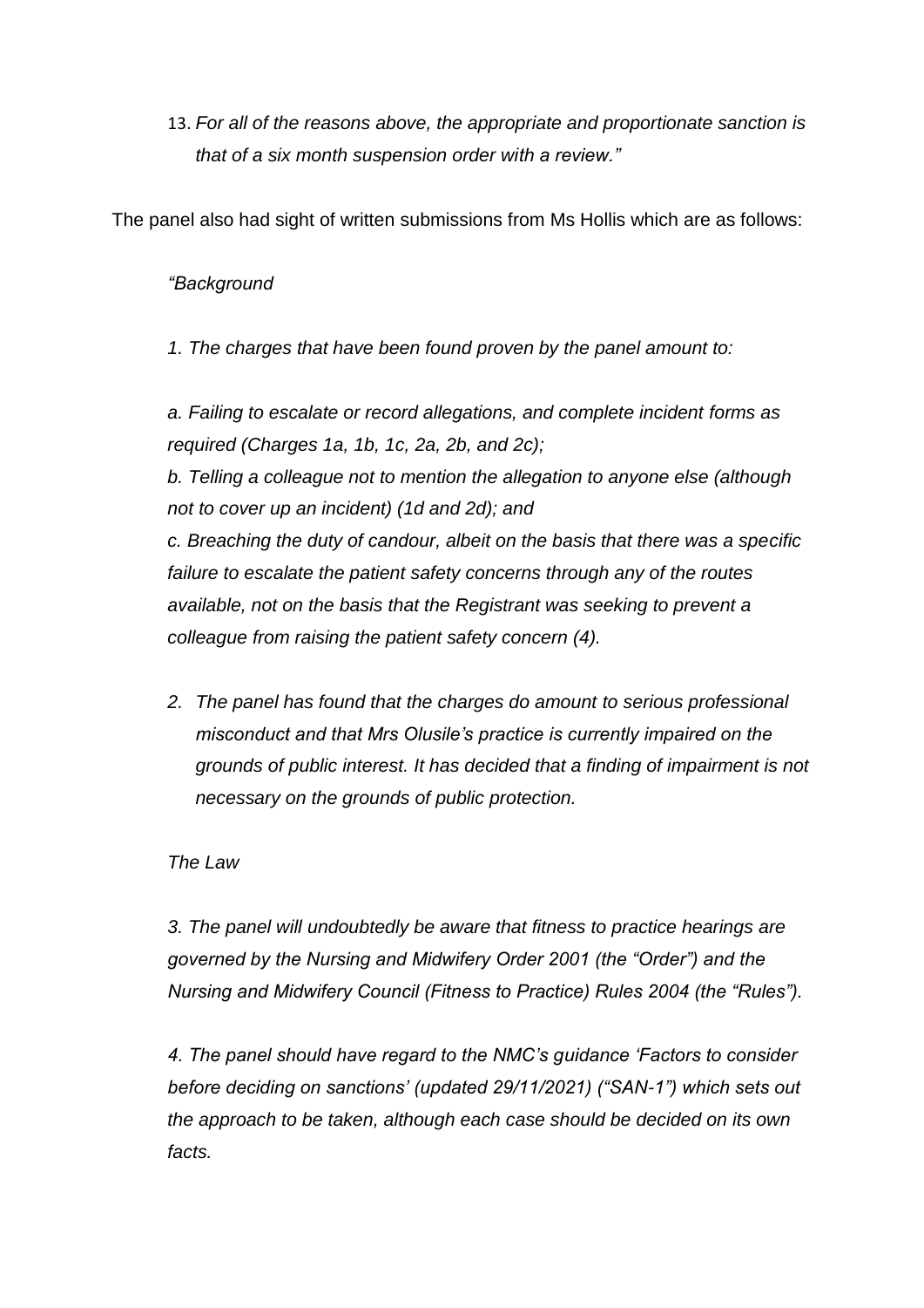13. *For all of the reasons above, the appropriate and proportionate sanction is that of a six month suspension order with a review."*

The panel also had sight of written submissions from Ms Hollis which are as follows:

*"Background*

*1. The charges that have been found proven by the panel amount to:*

*a. Failing to escalate or record allegations, and complete incident forms as required (Charges 1a, 1b, 1c, 2a, 2b, and 2c);*

*b. Telling a colleague not to mention the allegation to anyone else (although not to cover up an incident) (1d and 2d); and*

*c. Breaching the duty of candour, albeit on the basis that there was a specific failure to escalate the patient safety concerns through any of the routes available, not on the basis that the Registrant was seeking to prevent a colleague from raising the patient safety concern (4).*

*2. The panel has found that the charges do amount to serious professional misconduct and that Mrs Olusile's practice is currently impaired on the grounds of public interest. It has decided that a finding of impairment is not necessary on the grounds of public protection.*

*The Law*

*3. The panel will undoubtedly be aware that fitness to practice hearings are governed by the Nursing and Midwifery Order 2001 (the "Order") and the Nursing and Midwifery Council (Fitness to Practice) Rules 2004 (the "Rules").*

*4. The panel should have regard to the NMC's guidance 'Factors to consider before deciding on sanctions' (updated 29/11/2021) ("SAN-1") which sets out the approach to be taken, although each case should be decided on its own facts.*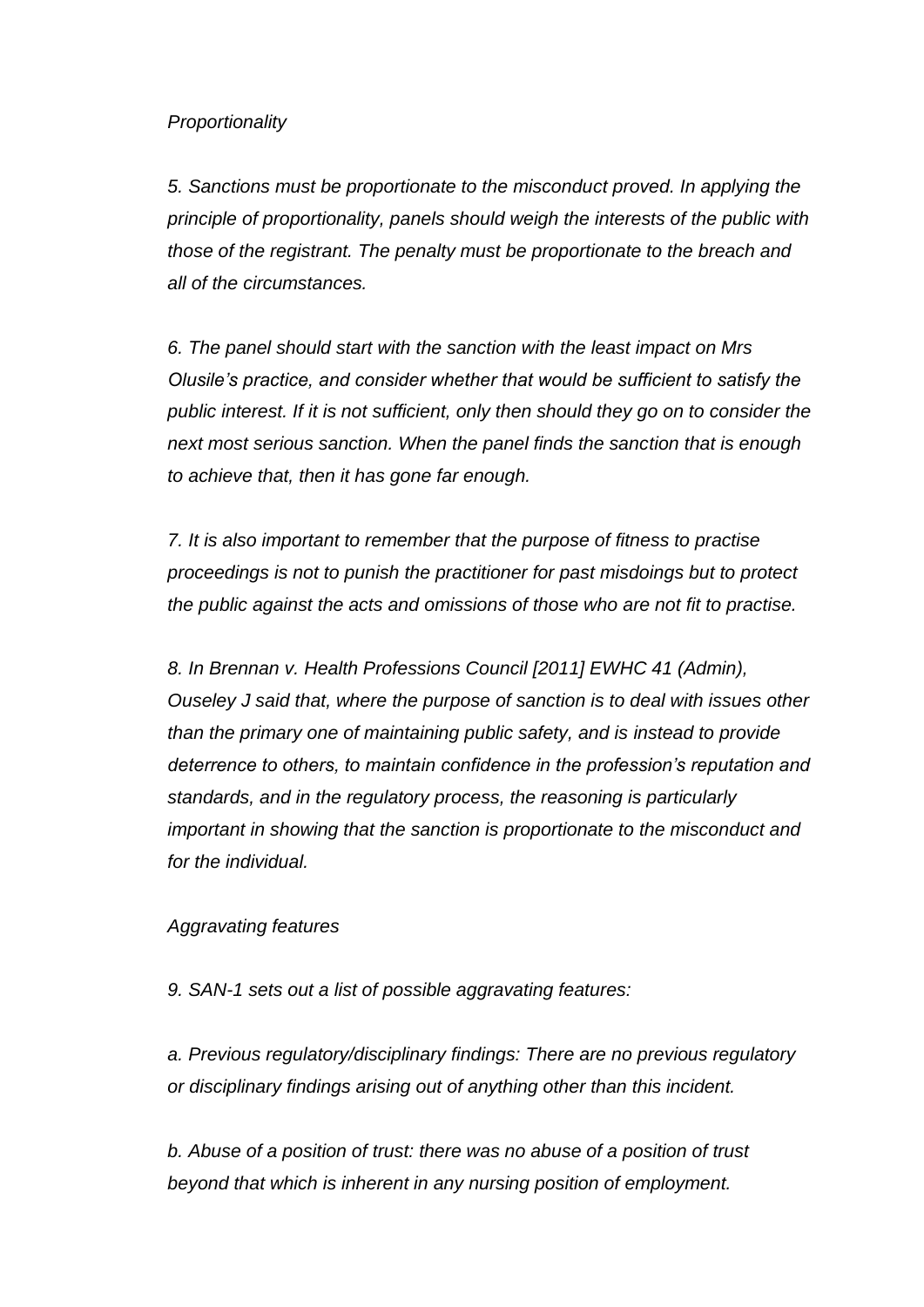*Proportionality*

*5. Sanctions must be proportionate to the misconduct proved. In applying the principle of proportionality, panels should weigh the interests of the public with those of the registrant. The penalty must be proportionate to the breach and all of the circumstances.*

*6. The panel should start with the sanction with the least impact on Mrs Olusile's practice, and consider whether that would be sufficient to satisfy the public interest. If it is not sufficient, only then should they go on to consider the next most serious sanction. When the panel finds the sanction that is enough to achieve that, then it has gone far enough.*

*7. It is also important to remember that the purpose of fitness to practise proceedings is not to punish the practitioner for past misdoings but to protect the public against the acts and omissions of those who are not fit to practise.*

*8. In Brennan v. Health Professions Council [2011] EWHC 41 (Admin), Ouseley J said that, where the purpose of sanction is to deal with issues other than the primary one of maintaining public safety, and is instead to provide deterrence to others, to maintain confidence in the profession's reputation and standards, and in the regulatory process, the reasoning is particularly important in showing that the sanction is proportionate to the misconduct and for the individual.*

*Aggravating features*

*9. SAN-1 sets out a list of possible aggravating features:*

*a. Previous regulatory/disciplinary findings: There are no previous regulatory or disciplinary findings arising out of anything other than this incident.*

*b. Abuse of a position of trust: there was no abuse of a position of trust beyond that which is inherent in any nursing position of employment.*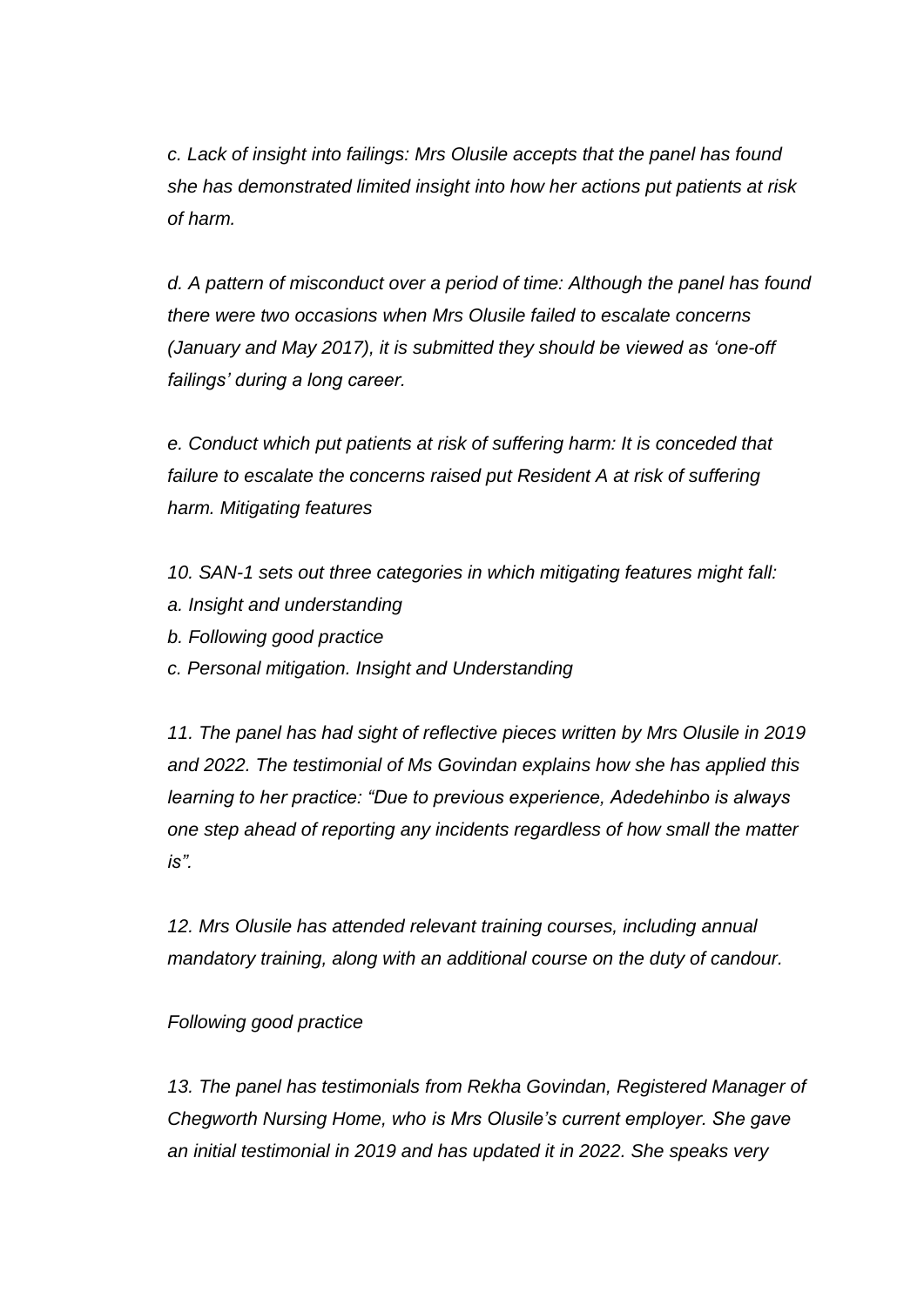*c. Lack of insight into failings: Mrs Olusile accepts that the panel has found she has demonstrated limited insight into how her actions put patients at risk of harm.*

*d. A pattern of misconduct over a period of time: Although the panel has found there were two occasions when Mrs Olusile failed to escalate concerns (January and May 2017), it is submitted they should be viewed as 'one-off failings' during a long career.*

*e. Conduct which put patients at risk of suffering harm: It is conceded that failure to escalate the concerns raised put Resident A at risk of suffering harm. Mitigating features*

*10. SAN-1 sets out three categories in which mitigating features might fall:*
*a. Insight and understanding*
*b. Following good practice*
*c. Personal mitigation. Insight and Understanding*

*11. The panel has had sight of reflective pieces written by Mrs Olusile in 2019 and 2022. The testimonial of Ms Govindan explains how she has applied this learning to her practice: "Due to previous experience, Adedehinbo is always one step ahead of reporting any incidents regardless of how small the matter is".*

*12. Mrs Olusile has attended relevant training courses, including annual mandatory training, along with an additional course on the duty of candour.*

*Following good practice*

*13. The panel has testimonials from Rekha Govindan, Registered Manager of Chegworth Nursing Home, who is Mrs Olusile's current employer. She gave an initial testimonial in 2019 and has updated it in 2022. She speaks very*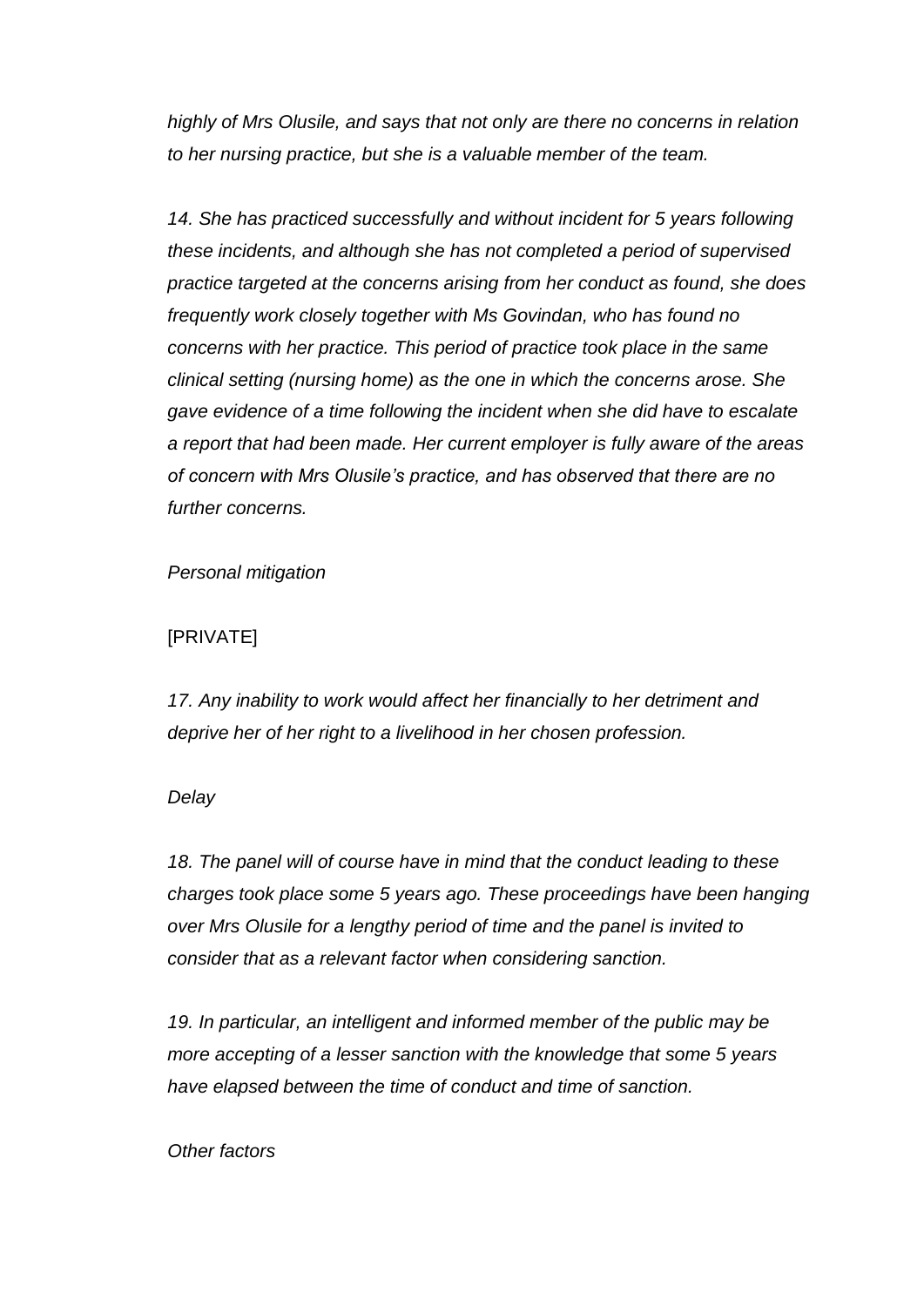*highly of Mrs Olusile, and says that not only are there no concerns in relation to her nursing practice, but she is a valuable member of the team.*

*14. She has practiced successfully and without incident for 5 years following these incidents, and although she has not completed a period of supervised practice targeted at the concerns arising from her conduct as found, she does frequently work closely together with Ms Govindan, who has found no concerns with her practice. This period of practice took place in the same clinical setting (nursing home) as the one in which the concerns arose. She gave evidence of a time following the incident when she did have to escalate a report that had been made. Her current employer is fully aware of the areas of concern with Mrs Olusile's practice, and has observed that there are no further concerns.*

*Personal mitigation*

[PRIVATE]

*17. Any inability to work would affect her financially to her detriment and deprive her of her right to a livelihood in her chosen profession.*

*Delay*

*18. The panel will of course have in mind that the conduct leading to these charges took place some 5 years ago. These proceedings have been hanging over Mrs Olusile for a lengthy period of time and the panel is invited to consider that as a relevant factor when considering sanction.*

*19. In particular, an intelligent and informed member of the public may be more accepting of a lesser sanction with the knowledge that some 5 years have elapsed between the time of conduct and time of sanction.*

*Other factors*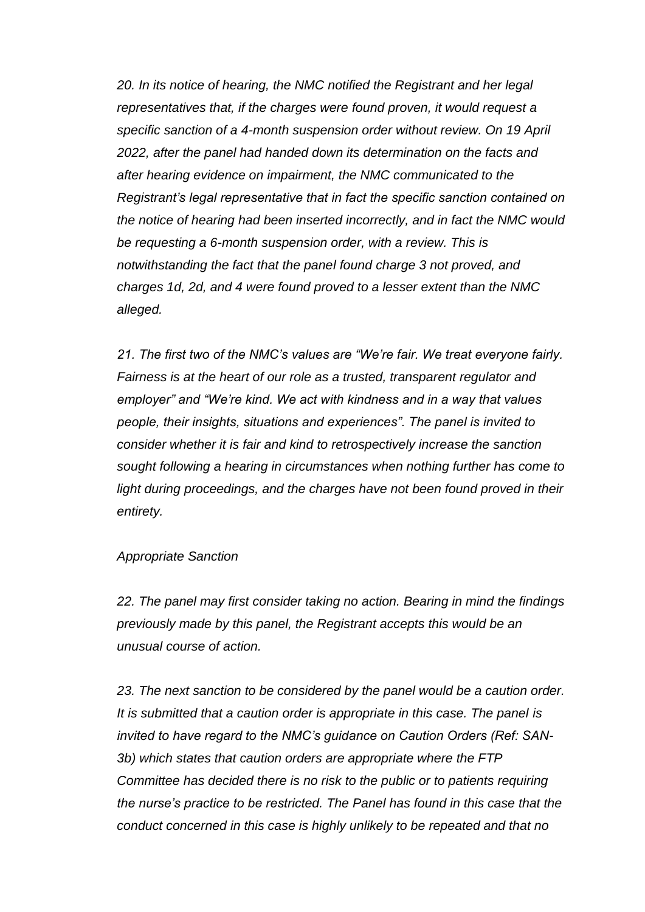*20. In its notice of hearing, the NMC notified the Registrant and her legal representatives that, if the charges were found proven, it would request a specific sanction of a 4-month suspension order without review. On 19 April 2022, after the panel had handed down its determination on the facts and after hearing evidence on impairment, the NMC communicated to the Registrant's legal representative that in fact the specific sanction contained on the notice of hearing had been inserted incorrectly, and in fact the NMC would be requesting a 6-month suspension order, with a review. This is notwithstanding the fact that the panel found charge 3 not proved, and charges 1d, 2d, and 4 were found proved to a lesser extent than the NMC alleged.*

*21. The first two of the NMC's values are "We're fair. We treat everyone fairly. Fairness is at the heart of our role as a trusted, transparent regulator and employer" and "We're kind. We act with kindness and in a way that values people, their insights, situations and experiences". The panel is invited to consider whether it is fair and kind to retrospectively increase the sanction sought following a hearing in circumstances when nothing further has come to light during proceedings, and the charges have not been found proved in their entirety.*

*Appropriate Sanction*

*22. The panel may first consider taking no action. Bearing in mind the findings previously made by this panel, the Registrant accepts this would be an unusual course of action.*

*23. The next sanction to be considered by the panel would be a caution order. It is submitted that a caution order is appropriate in this case. The panel is invited to have regard to the NMC's guidance on Caution Orders (Ref: SAN-3b) which states that caution orders are appropriate where the FTP Committee has decided there is no risk to the public or to patients requiring the nurse's practice to be restricted. The Panel has found in this case that the conduct concerned in this case is highly unlikely to be repeated and that no*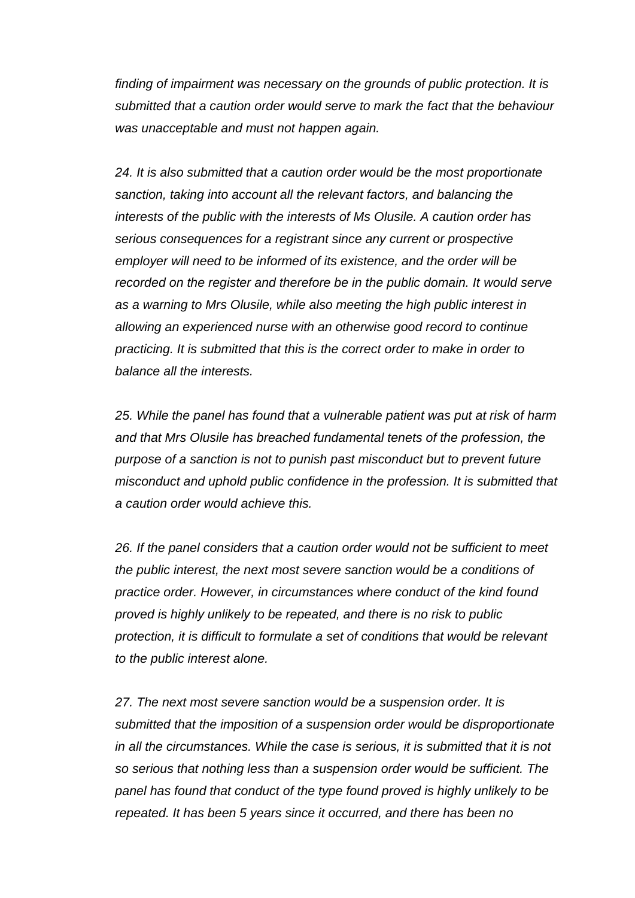*finding of impairment was necessary on the grounds of public protection. It is submitted that a caution order would serve to mark the fact that the behaviour was unacceptable and must not happen again.*

*24. It is also submitted that a caution order would be the most proportionate sanction, taking into account all the relevant factors, and balancing the interests of the public with the interests of Ms Olusile. A caution order has serious consequences for a registrant since any current or prospective employer will need to be informed of its existence, and the order will be recorded on the register and therefore be in the public domain. It would serve as a warning to Mrs Olusile, while also meeting the high public interest in allowing an experienced nurse with an otherwise good record to continue practicing. It is submitted that this is the correct order to make in order to balance all the interests.*

*25. While the panel has found that a vulnerable patient was put at risk of harm and that Mrs Olusile has breached fundamental tenets of the profession, the purpose of a sanction is not to punish past misconduct but to prevent future misconduct and uphold public confidence in the profession. It is submitted that a caution order would achieve this.*

*26. If the panel considers that a caution order would not be sufficient to meet the public interest, the next most severe sanction would be a conditions of practice order. However, in circumstances where conduct of the kind found proved is highly unlikely to be repeated, and there is no risk to public protection, it is difficult to formulate a set of conditions that would be relevant to the public interest alone.*

*27. The next most severe sanction would be a suspension order. It is submitted that the imposition of a suspension order would be disproportionate in all the circumstances. While the case is serious, it is submitted that it is not so serious that nothing less than a suspension order would be sufficient. The panel has found that conduct of the type found proved is highly unlikely to be repeated. It has been 5 years since it occurred, and there has been no*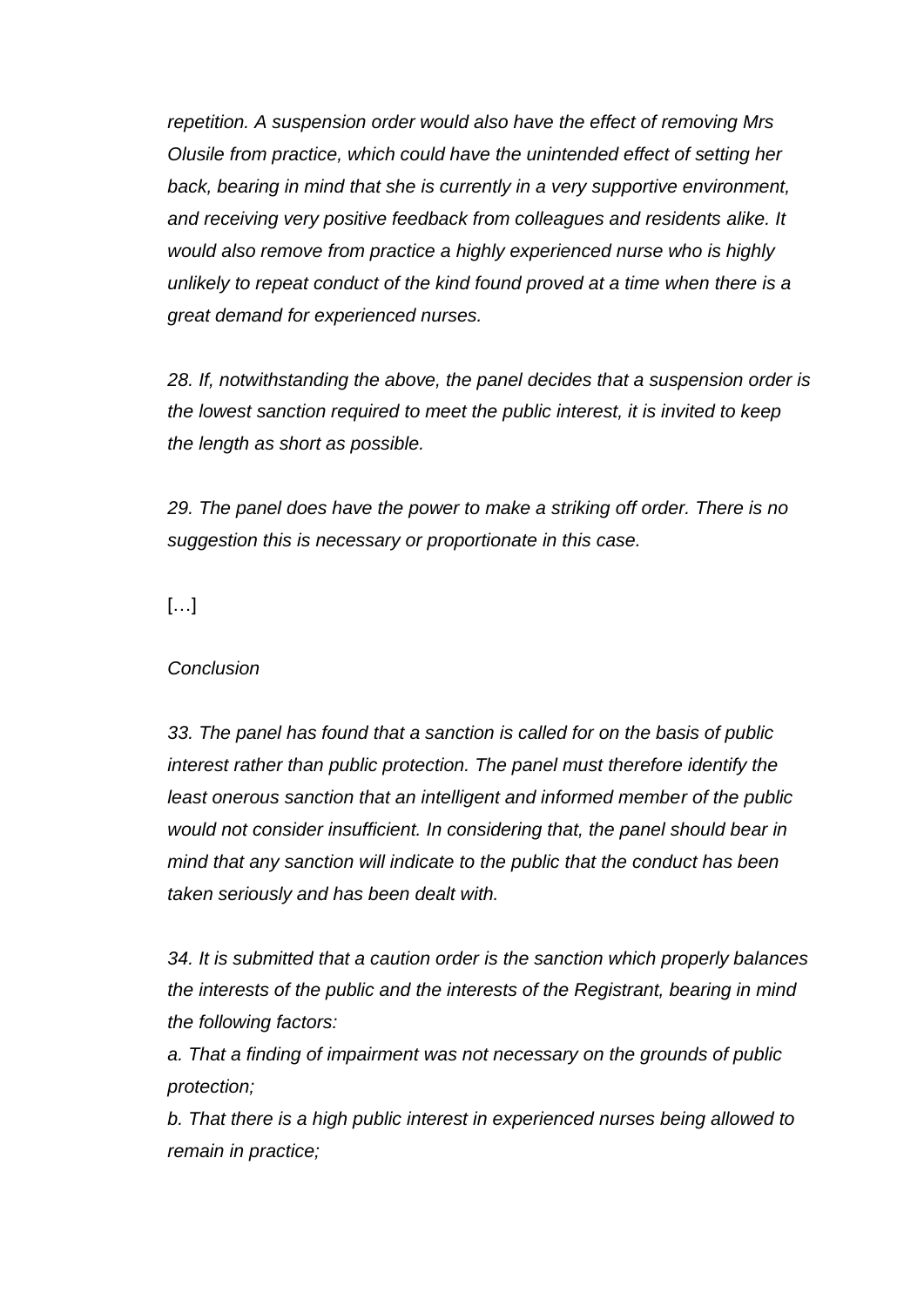*repetition. A suspension order would also have the effect of removing Mrs Olusile from practice, which could have the unintended effect of setting her back, bearing in mind that she is currently in a very supportive environment, and receiving very positive feedback from colleagues and residents alike. It would also remove from practice a highly experienced nurse who is highly unlikely to repeat conduct of the kind found proved at a time when there is a great demand for experienced nurses.*

*28. If, notwithstanding the above, the panel decides that a suspension order is the lowest sanction required to meet the public interest, it is invited to keep the length as short as possible.*

*29. The panel does have the power to make a striking off order. There is no suggestion this is necessary or proportionate in this case.*

[…]

*Conclusion*

*33. The panel has found that a sanction is called for on the basis of public interest rather than public protection. The panel must therefore identify the least onerous sanction that an intelligent and informed member of the public would not consider insufficient. In considering that, the panel should bear in mind that any sanction will indicate to the public that the conduct has been taken seriously and has been dealt with.*

*34. It is submitted that a caution order is the sanction which properly balances the interests of the public and the interests of the Registrant, bearing in mind the following factors:*
*a. That a finding of impairment was not necessary on the grounds of public protection;*
*b. That there is a high public interest in experienced nurses being allowed to remain in practice;*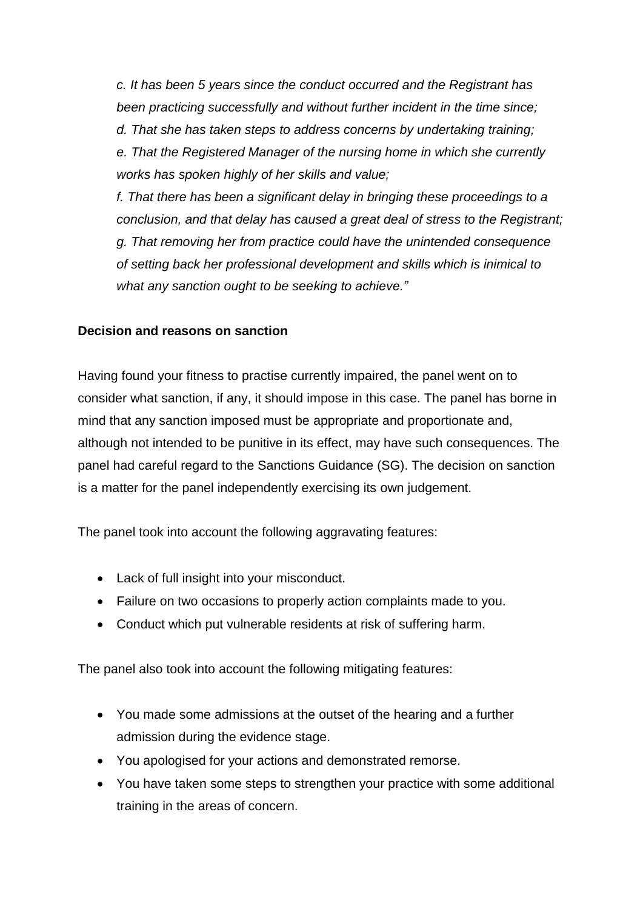*c. It has been 5 years since the conduct occurred and the Registrant has been practicing successfully and without further incident in the time since;*
*d. That she has taken steps to address concerns by undertaking training;*
*e. That the Registered Manager of the nursing home in which she currently works has spoken highly of her skills and value;*
*f. That there has been a significant delay in bringing these proceedings to a conclusion, and that delay has caused a great deal of stress to the Registrant;*
*g. That removing her from practice could have the unintended consequence of setting back her professional development and skills which is inimical to what any sanction ought to be seeking to achieve."*

**Decision and reasons on sanction**

Having found your fitness to practise currently impaired, the panel went on to consider what sanction, if any, it should impose in this case. The panel has borne in mind that any sanction imposed must be appropriate and proportionate and, although not intended to be punitive in its effect, may have such consequences. The panel had careful regard to the Sanctions Guidance (SG). The decision on sanction is a matter for the panel independently exercising its own judgement.

The panel took into account the following aggravating features:

- Lack of full insight into your misconduct.
- Failure on two occasions to properly action complaints made to you.
- Conduct which put vulnerable residents at risk of suffering harm.

The panel also took into account the following mitigating features:

- You made some admissions at the outset of the hearing and a further admission during the evidence stage.
- You apologised for your actions and demonstrated remorse.
- You have taken some steps to strengthen your practice with some additional training in the areas of concern.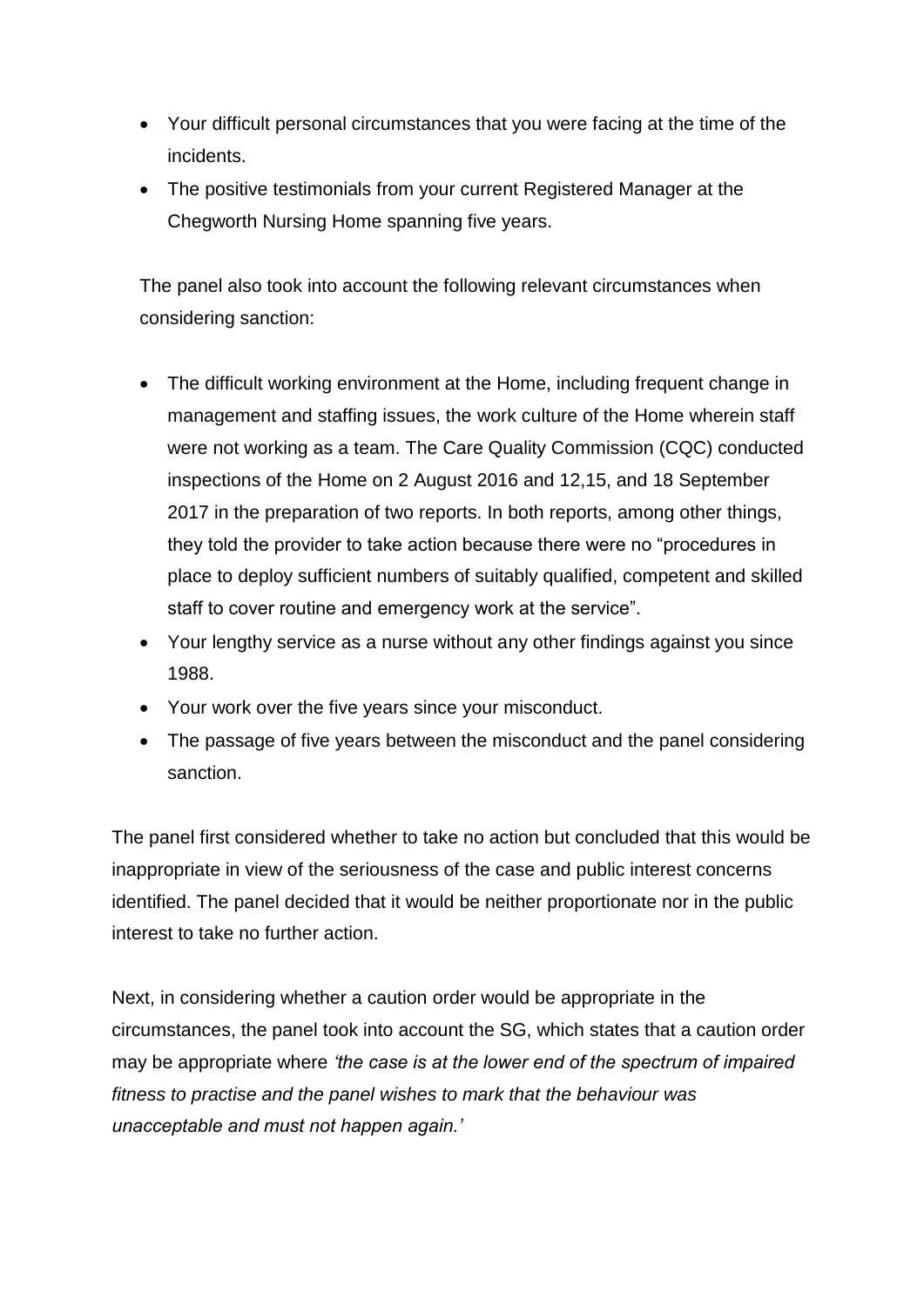- Your difficult personal circumstances that you were facing at the time of the incidents.
- The positive testimonials from your current Registered Manager at the Chegworth Nursing Home spanning five years.

The panel also took into account the following relevant circumstances when considering sanction:

- The difficult working environment at the Home, including frequent change in management and staffing issues, the work culture of the Home wherein staff were not working as a team. The Care Quality Commission (CQC) conducted inspections of the Home on 2 August 2016 and 12,15, and 18 September 2017 in the preparation of two reports. In both reports, among other things, they told the provider to take action because there were no "procedures in place to deploy sufficient numbers of suitably qualified, competent and skilled staff to cover routine and emergency work at the service".
- Your lengthy service as a nurse without any other findings against you since 1988.
- Your work over the five years since your misconduct.
- The passage of five years between the misconduct and the panel considering sanction.

The panel first considered whether to take no action but concluded that this would be inappropriate in view of the seriousness of the case and public interest concerns identified. The panel decided that it would be neither proportionate nor in the public interest to take no further action.

Next, in considering whether a caution order would be appropriate in the circumstances, the panel took into account the SG, which states that a caution order may be appropriate where *'the case is at the lower end of the spectrum of impaired fitness to practise and the panel wishes to mark that the behaviour was unacceptable and must not happen again.'*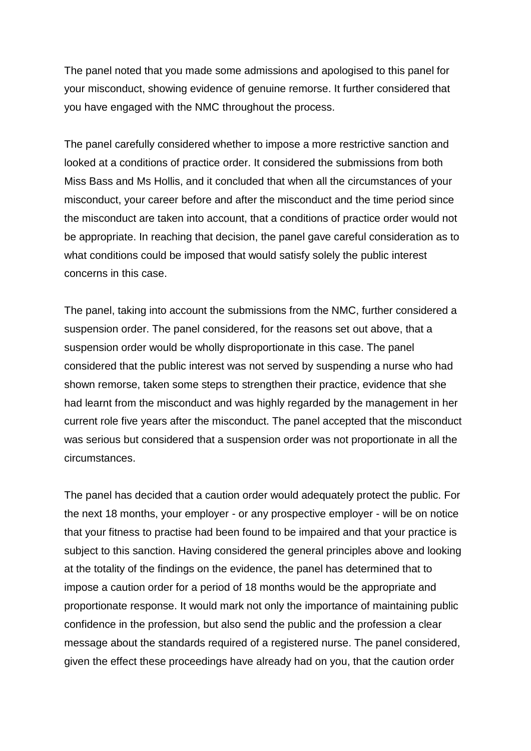The panel noted that you made some admissions and apologised to this panel for your misconduct, showing evidence of genuine remorse. It further considered that you have engaged with the NMC throughout the process.

The panel carefully considered whether to impose a more restrictive sanction and looked at a conditions of practice order. It considered the submissions from both Miss Bass and Ms Hollis, and it concluded that when all the circumstances of your misconduct, your career before and after the misconduct and the time period since the misconduct are taken into account, that a conditions of practice order would not be appropriate. In reaching that decision, the panel gave careful consideration as to what conditions could be imposed that would satisfy solely the public interest concerns in this case.

The panel, taking into account the submissions from the NMC, further considered a suspension order. The panel considered, for the reasons set out above, that a suspension order would be wholly disproportionate in this case. The panel considered that the public interest was not served by suspending a nurse who had shown remorse, taken some steps to strengthen their practice, evidence that she had learnt from the misconduct and was highly regarded by the management in her current role five years after the misconduct. The panel accepted that the misconduct was serious but considered that a suspension order was not proportionate in all the circumstances.

The panel has decided that a caution order would adequately protect the public. For the next 18 months, your employer - or any prospective employer - will be on notice that your fitness to practise had been found to be impaired and that your practice is subject to this sanction. Having considered the general principles above and looking at the totality of the findings on the evidence, the panel has determined that to impose a caution order for a period of 18 months would be the appropriate and proportionate response. It would mark not only the importance of maintaining public confidence in the profession, but also send the public and the profession a clear message about the standards required of a registered nurse. The panel considered, given the effect these proceedings have already had on you, that the caution order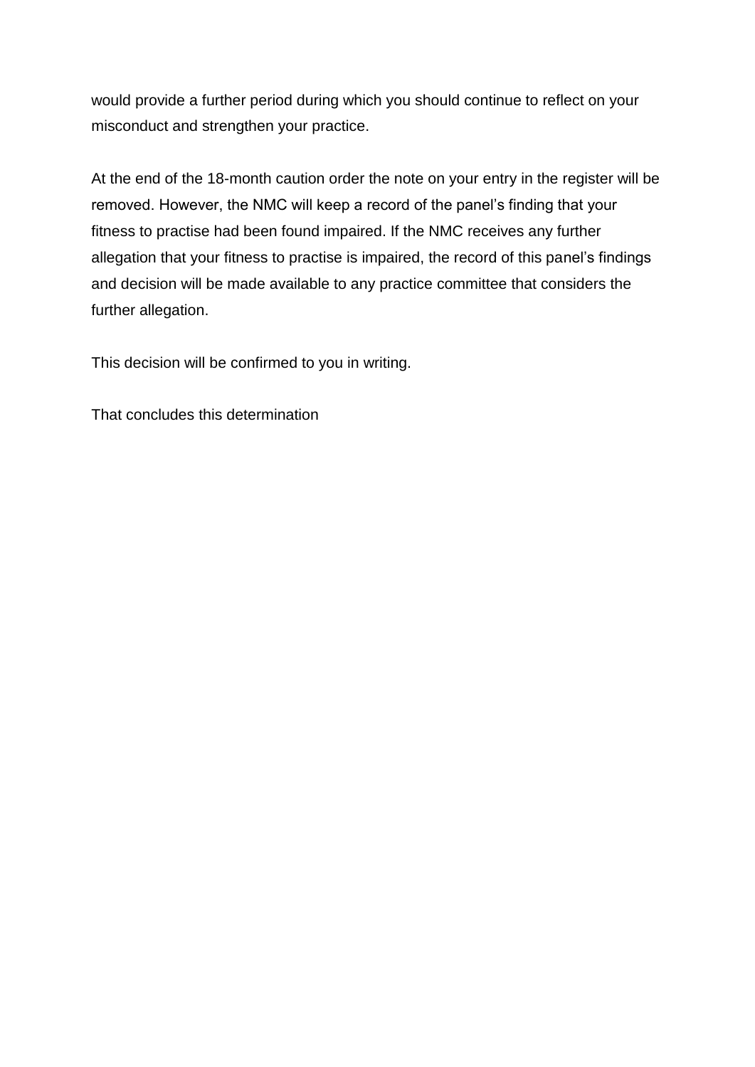would provide a further period during which you should continue to reflect on your misconduct and strengthen your practice.

At the end of the 18-month caution order the note on your entry in the register will be removed. However, the NMC will keep a record of the panel's finding that your fitness to practise had been found impaired. If the NMC receives any further allegation that your fitness to practise is impaired, the record of this panel's findings and decision will be made available to any practice committee that considers the further allegation.

This decision will be confirmed to you in writing.

That concludes this determination